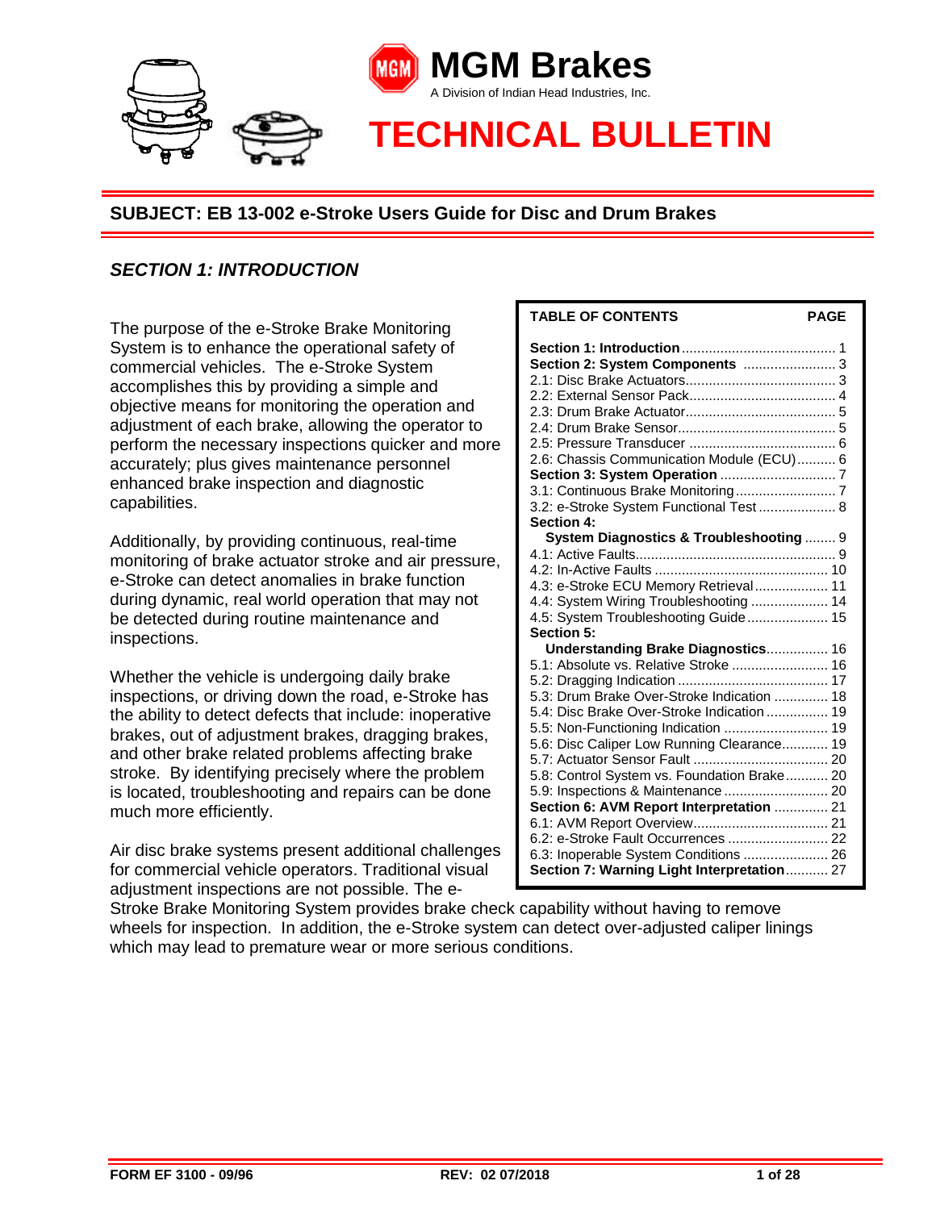# MGM Brakes

A Division of Indian Head Industries, Inc.

# TECHNICAL BULLETIN

## SUBJECT: EB 13-002 e-Stroke Users Guide for Disc and Drum Brakes

### *SECTION 1: INTRODUCTION*

| TABLE OF CONTENTS | PAGE |
|---|---|
| **Section 1: Introduction** | 1 |
| **Section 2: System Components** | 3 |
| 2.1: Disc Brake Actuators | 3 |
| 2.2: External Sensor Pack | 4 |
| 2.3: Drum Brake Actuator | 5 |
| 2.4: Drum Brake Sensor | 5 |
| 2.5: Pressure Transducer | 6 |
| 2.6: Chassis Communication Module (ECU) | 6 |
| **Section 3: System Operation** | 7 |
| 3.1: Continuous Brake Monitoring | 7 |
| 3.2: e-Stroke System Functional Test | 8 |
| **Section 4: System Diagnostics & Troubleshooting** | 9 |
| 4.1: Active Faults | 9 |
| 4.2: In-Active Faults | 10 |
| 4.3: e-Stroke ECU Memory Retrieval | 11 |
| 4.4: System Wiring Troubleshooting | 14 |
| 4.5: System Troubleshooting Guide | 15 |
| **Section 5: Understanding Brake Diagnostics** | 16 |
| 5.1: Absolute vs. Relative Stroke | 16 |
| 5.2: Dragging Indication | 17 |
| 5.3: Drum Brake Over-Stroke Indication | 18 |
| 5.4: Disc Brake Over-Stroke Indication | 19 |
| 5.5: Non-Functioning Indication | 19 |
| 5.6: Disc Caliper Low Running Clearance | 19 |
| 5.7: Actuator Sensor Fault | 20 |
| 5.8: Control System vs. Foundation Brake | 20 |
| 5.9: Inspections & Maintenance | 20 |
| **Section 6: AVM Report Interpretation** | 21 |
| 6.1: AVM Report Overview | 21 |
| 6.2: e-Stroke Fault Occurrences | 22 |
| 6.3: Inoperable System Conditions | 26 |
| **Section 7: Warning Light Interpretation** | 27 |

The purpose of the e-Stroke Brake Monitoring System is to enhance the operational safety of commercial vehicles. The e-Stroke System accomplishes this by providing a simple and objective means for monitoring the operation and adjustment of each brake, allowing the operator to perform the necessary inspections quicker and more accurately; plus gives maintenance personnel enhanced brake inspection and diagnostic capabilities.

Additionally, by providing continuous, real-time monitoring of brake actuator stroke and air pressure, e-Stroke can detect anomalies in brake function during dynamic, real world operation that may not be detected during routine maintenance and inspections.

Whether the vehicle is undergoing daily brake inspections, or driving down the road, e-Stroke has the ability to detect defects that include: inoperative brakes, out of adjustment brakes, dragging brakes, and other brake related problems affecting brake stroke. By identifying precisely where the problem is located, troubleshooting and repairs can be done much more efficiently.

Air disc brake systems present additional challenges for commercial vehicle operators. Traditional visual adjustment inspections are not possible. The e-Stroke Brake Monitoring System provides brake check capability without having to remove wheels for inspection. In addition, the e-Stroke system can detect over-adjusted caliper linings which may lead to premature wear or more serious conditions.

FORM EF 3100 - 09/96 REV: 02 07/2018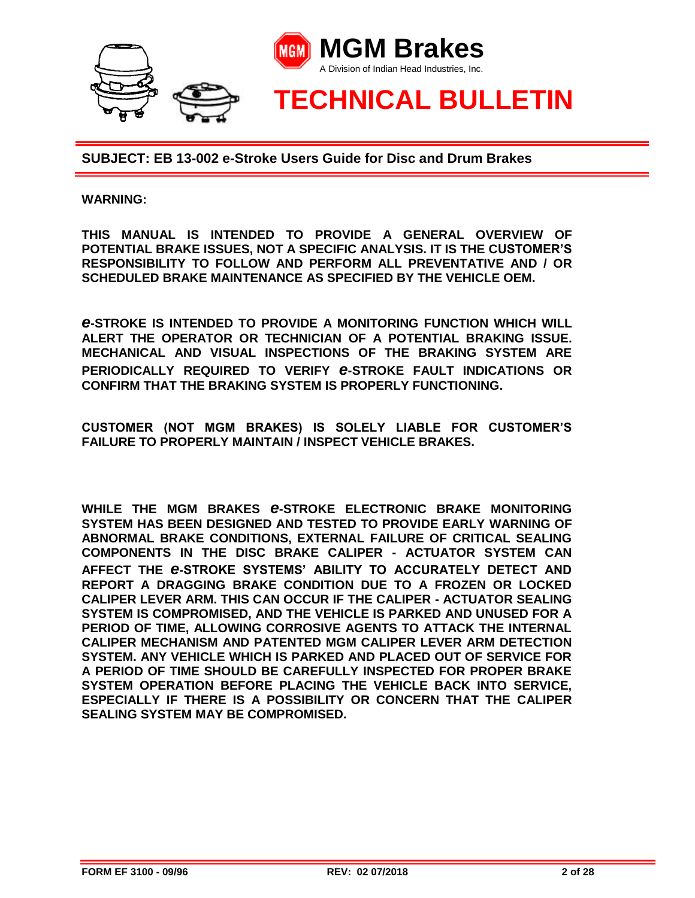**SUBJECT: EB 13-002 e-Stroke Users Guide for Disc and Drum Brakes**

**WARNING:**

**THIS MANUAL IS INTENDED TO PROVIDE A GENERAL OVERVIEW OF POTENTIAL BRAKE ISSUES, NOT A SPECIFIC ANALYSIS. IT IS THE CUSTOMER'S RESPONSIBILITY TO FOLLOW AND PERFORM ALL PREVENTATIVE AND / OR SCHEDULED BRAKE MAINTENANCE AS SPECIFIED BY THE VEHICLE OEM.**

***e*-STROKE IS INTENDED TO PROVIDE A MONITORING FUNCTION WHICH WILL ALERT THE OPERATOR OR TECHNICIAN OF A POTENTIAL BRAKING ISSUE. MECHANICAL AND VISUAL INSPECTIONS OF THE BRAKING SYSTEM ARE PERIODICALLY REQUIRED TO VERIFY *e*-STROKE FAULT INDICATIONS OR CONFIRM THAT THE BRAKING SYSTEM IS PROPERLY FUNCTIONING.**

**CUSTOMER (NOT MGM BRAKES) IS SOLELY LIABLE FOR CUSTOMER'S FAILURE TO PROPERLY MAINTAIN / INSPECT VEHICLE BRAKES.**

**WHILE THE MGM BRAKES *e*-STROKE ELECTRONIC BRAKE MONITORING SYSTEM HAS BEEN DESIGNED AND TESTED TO PROVIDE EARLY WARNING OF ABNORMAL BRAKE CONDITIONS, EXTERNAL FAILURE OF CRITICAL SEALING COMPONENTS IN THE DISC BRAKE CALIPER - ACTUATOR SYSTEM CAN AFFECT THE *e*-STROKE SYSTEMS' ABILITY TO ACCURATELY DETECT AND REPORT A DRAGGING BRAKE CONDITION DUE TO A FROZEN OR LOCKED CALIPER LEVER ARM. THIS CAN OCCUR IF THE CALIPER - ACTUATOR SEALING SYSTEM IS COMPROMISED, AND THE VEHICLE IS PARKED AND UNUSED FOR A PERIOD OF TIME, ALLOWING CORROSIVE AGENTS TO ATTACK THE INTERNAL CALIPER MECHANISM AND PATENTED MGM CALIPER LEVER ARM DETECTION SYSTEM. ANY VEHICLE WHICH IS PARKED AND PLACED OUT OF SERVICE FOR A PERIOD OF TIME SHOULD BE CAREFULLY INSPECTED FOR PROPER BRAKE SYSTEM OPERATION BEFORE PLACING THE VEHICLE BACK INTO SERVICE, ESPECIALLY IF THERE IS A POSSIBILITY OR CONCERN THAT THE CALIPER SEALING SYSTEM MAY BE COMPROMISED.**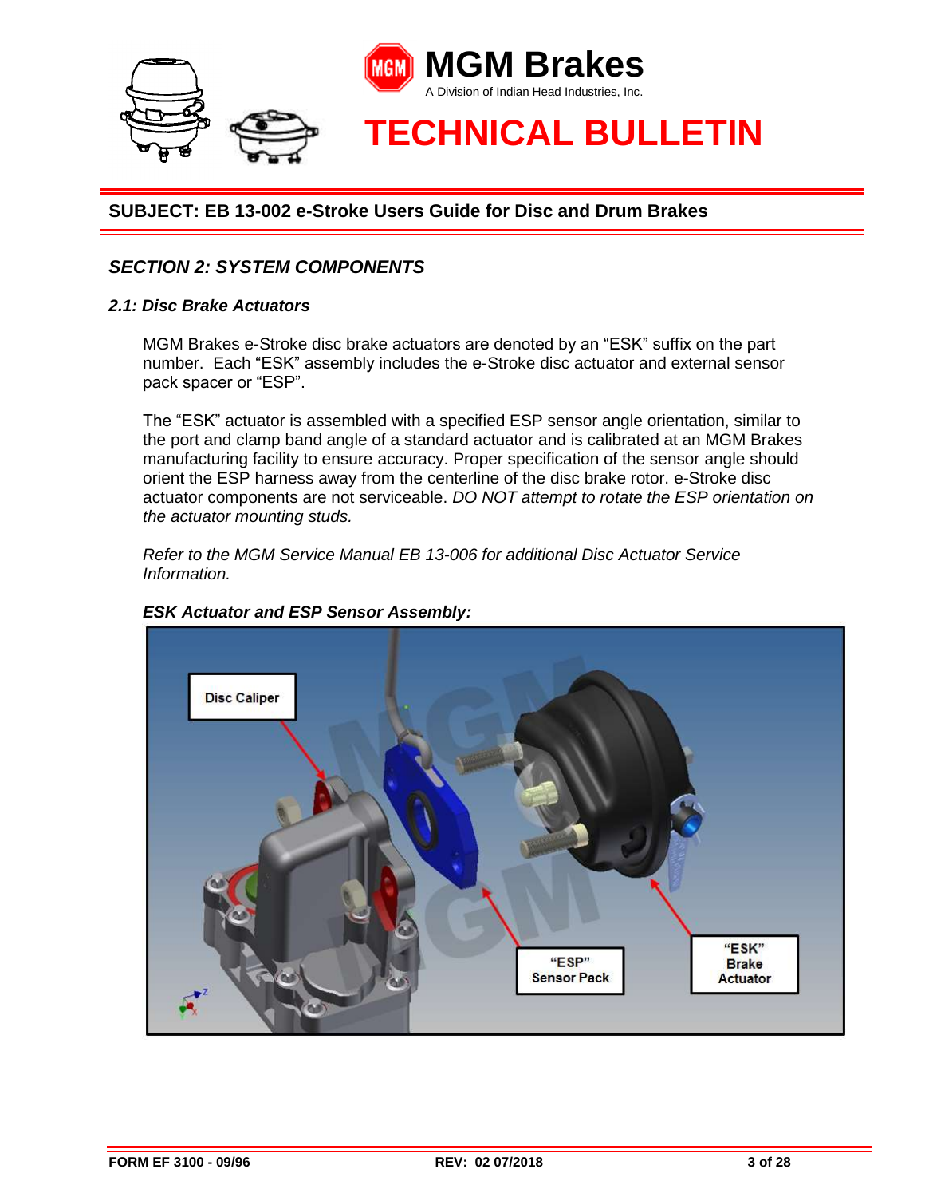## SUBJECT: EB 13-002 e-Stroke Users Guide for Disc and Drum Brakes

### *SECTION 2: SYSTEM COMPONENTS*

#### *2.1: Disc Brake Actuators*

MGM Brakes e-Stroke disc brake actuators are denoted by an “ESK” suffix on the part number. Each “ESK” assembly includes the e-Stroke disc actuator and external sensor pack spacer or “ESP”.

The “ESK” actuator is assembled with a specified ESP sensor angle orientation, similar to the port and clamp band angle of a standard actuator and is calibrated at an MGM Brakes manufacturing facility to ensure accuracy. Proper specification of the sensor angle should orient the ESP harness away from the centerline of the disc brake rotor. e-Stroke disc actuator components are not serviceable. *DO NOT attempt to rotate the ESP orientation on the actuator mounting studs.*

*Refer to the MGM Service Manual EB 13-006 for additional Disc Actuator Service Information.*

***ESK Actuator and ESP Sensor Assembly:***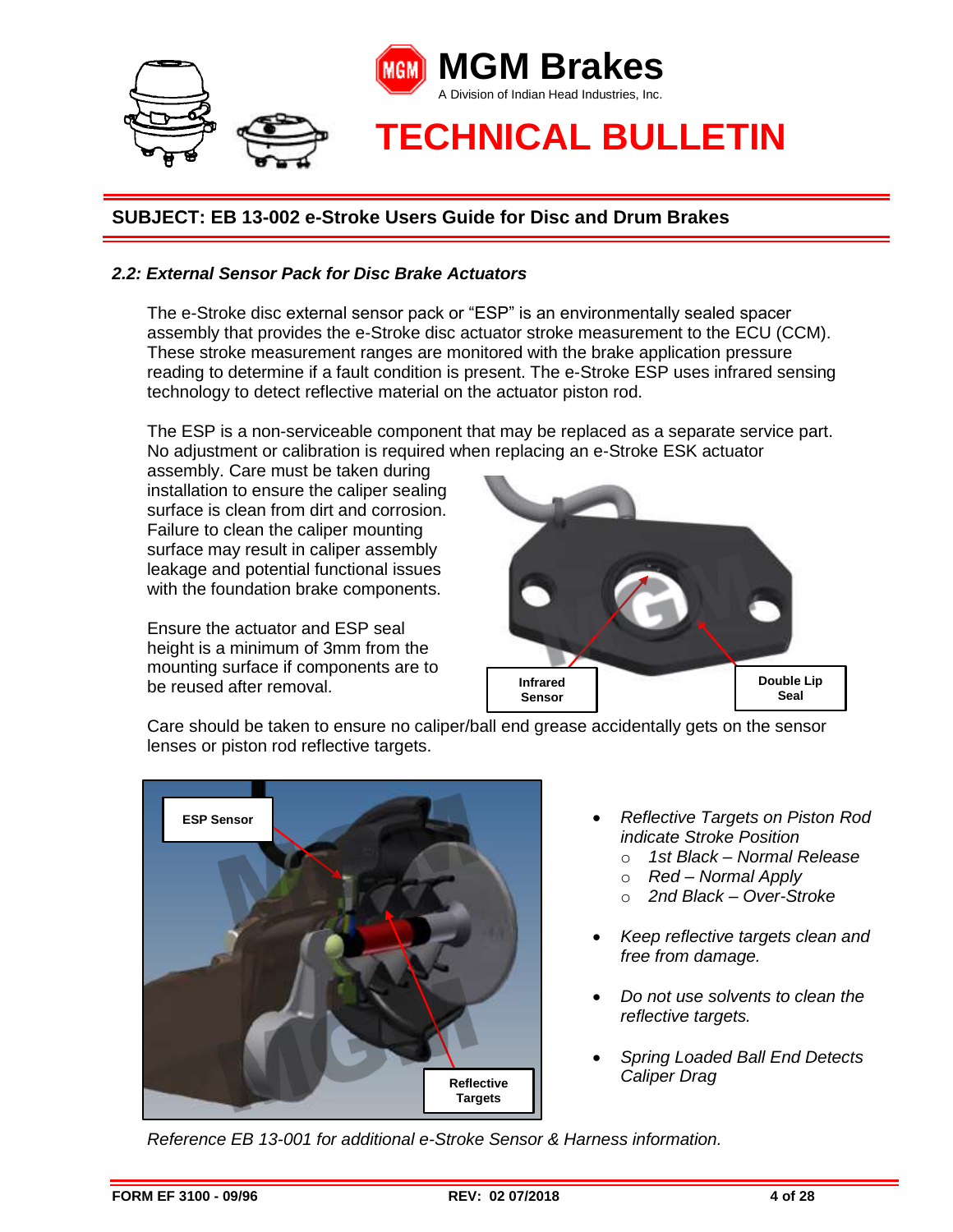**SUBJECT: EB 13-002 e-Stroke Users Guide for Disc and Drum Brakes**

### *2.2: External Sensor Pack for Disc Brake Actuators*

The e-Stroke disc external sensor pack or "ESP" is an environmentally sealed spacer assembly that provides the e-Stroke disc actuator stroke measurement to the ECU (CCM). These stroke measurement ranges are monitored with the brake application pressure reading to determine if a fault condition is present. The e-Stroke ESP uses infrared sensing technology to detect reflective material on the actuator piston rod.

The ESP is a non-serviceable component that may be replaced as a separate service part. No adjustment or calibration is required when replacing an e-Stroke ESK actuator assembly. Care must be taken during installation to ensure the caliper sealing surface is clean from dirt and corrosion. Failure to clean the caliper mounting surface may result in caliper assembly leakage and potential functional issues with the foundation brake components.

Ensure the actuator and ESP seal height is a minimum of 3mm from the mounting surface if components are to be reused after removal.

Infrared Sensor

Double Lip Seal

Care should be taken to ensure no caliper/ball end grease accidentally gets on the sensor lenses or piston rod reflective targets.

ESP Sensor

Reflective Targets

- *Reflective Targets on Piston Rod indicate Stroke Position*
  - *1st Black – Normal Release*
  - *Red – Normal Apply*
  - *2nd Black – Over-Stroke*
- *Keep reflective targets clean and free from damage.*
- *Do not use solvents to clean the reflective targets.*
- *Spring Loaded Ball End Detects Caliper Drag*

*Reference EB 13-001 for additional e-Stroke Sensor & Harness information.*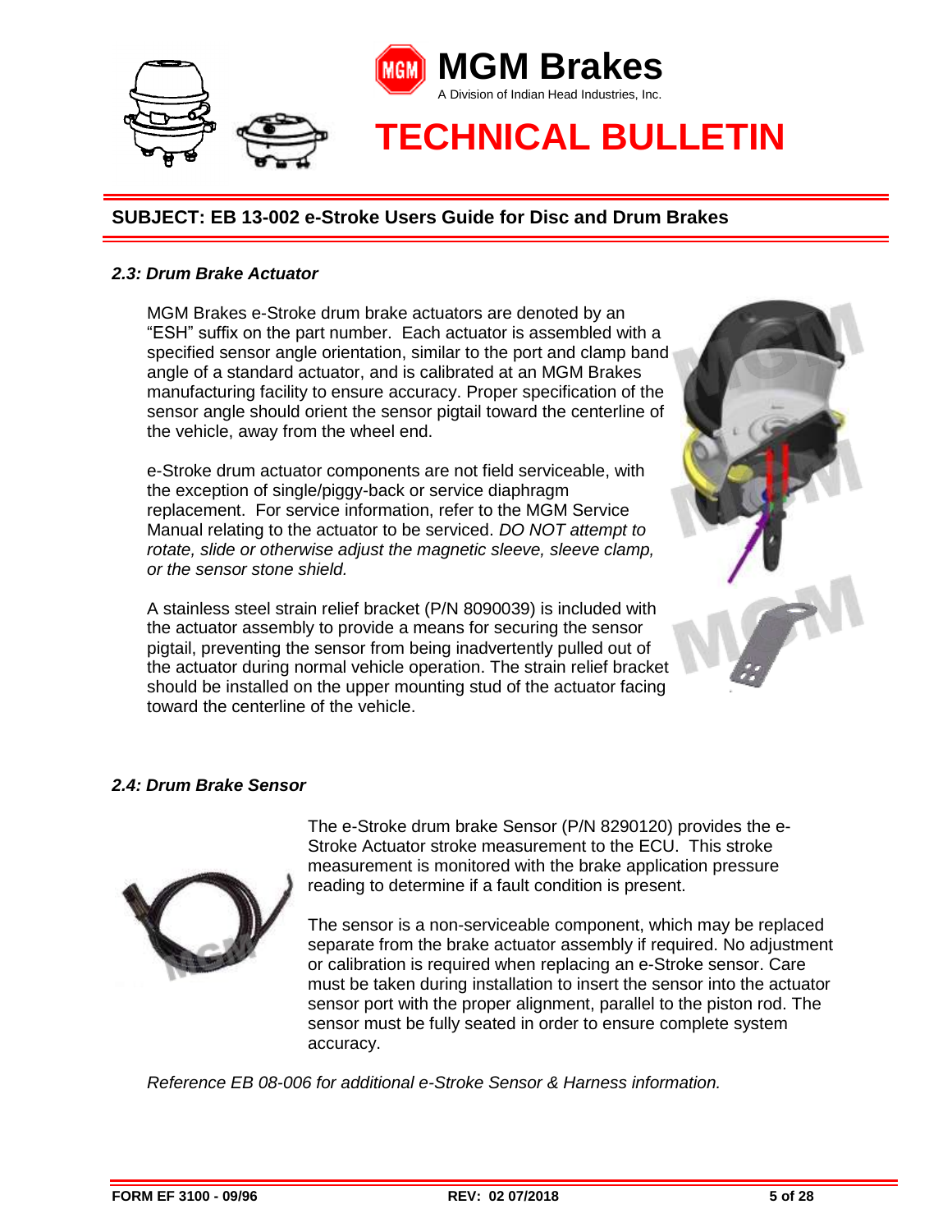## 2.3: Drum Brake Actuator

MGM Brakes e-Stroke drum brake actuators are denoted by an "ESH" suffix on the part number. Each actuator is assembled with a specified sensor angle orientation, similar to the port and clamp band angle of a standard actuator, and is calibrated at an MGM Brakes manufacturing facility to ensure accuracy. Proper specification of the sensor angle should orient the sensor pigtail toward the centerline of the vehicle, away from the wheel end.

e-Stroke drum actuator components are not field serviceable, with the exception of single/piggy-back or service diaphragm replacement. For service information, refer to the MGM Service Manual relating to the actuator to be serviced. *DO NOT attempt to rotate, slide or otherwise adjust the magnetic sleeve, sleeve clamp, or the sensor stone shield.*

A stainless steel strain relief bracket (P/N 8090039) is included with the actuator assembly to provide a means for securing the sensor pigtail, preventing the sensor from being inadvertently pulled out of the actuator during normal vehicle operation. The strain relief bracket should be installed on the upper mounting stud of the actuator facing toward the centerline of the vehicle.

## 2.4: Drum Brake Sensor

The e-Stroke drum brake Sensor (P/N 8290120) provides the e-Stroke Actuator stroke measurement to the ECU. This stroke measurement is monitored with the brake application pressure reading to determine if a fault condition is present.

The sensor is a non-serviceable component, which may be replaced separate from the brake actuator assembly if required. No adjustment or calibration is required when replacing an e-Stroke sensor. Care must be taken during installation to insert the sensor into the actuator sensor port with the proper alignment, parallel to the piston rod. The sensor must be fully seated in order to ensure complete system accuracy.

*Reference EB 08-006 for additional e-Stroke Sensor & Harness information.*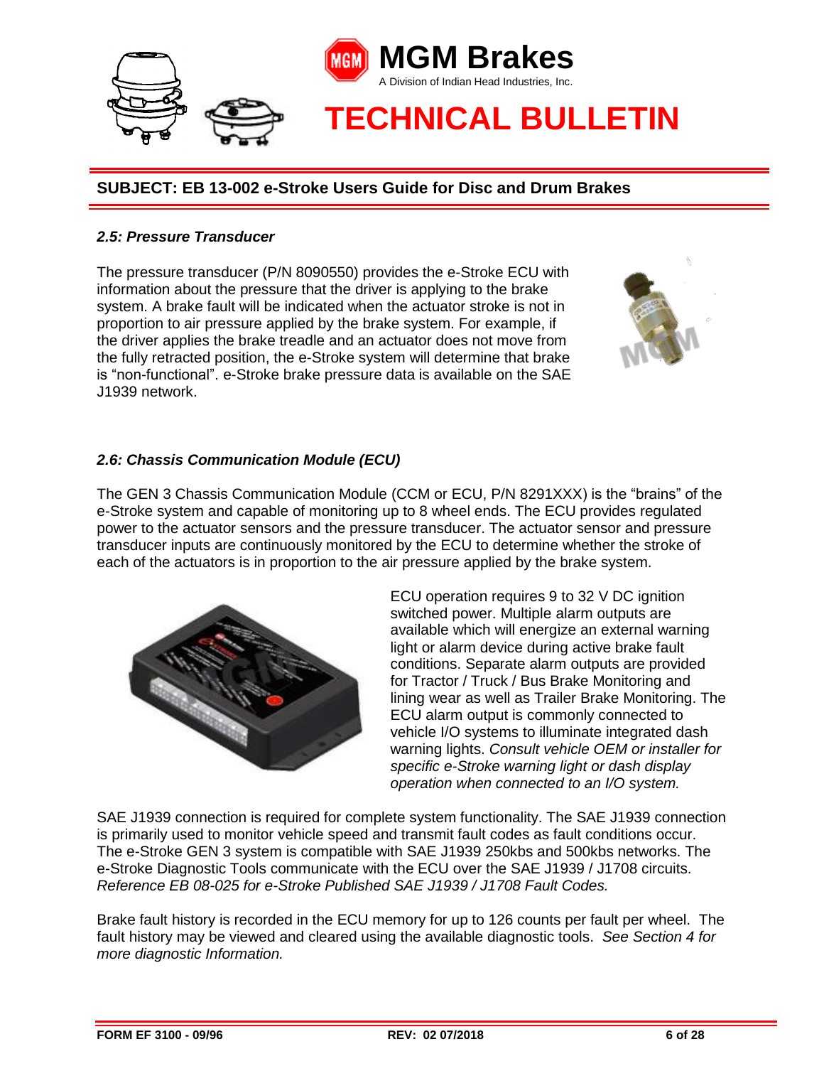**SUBJECT: EB 13-002 e-Stroke Users Guide for Disc and Drum Brakes**

### *2.5: Pressure Transducer*

The pressure transducer (P/N 8090550) provides the e-Stroke ECU with information about the pressure that the driver is applying to the brake system. A brake fault will be indicated when the actuator stroke is not in proportion to air pressure applied by the brake system. For example, if the driver applies the brake treadle and an actuator does not move from the fully retracted position, the e-Stroke system will determine that brake is "non-functional". e-Stroke brake pressure data is available on the SAE J1939 network.

### *2.6: Chassis Communication Module (ECU)*

The GEN 3 Chassis Communication Module (CCM or ECU, P/N 8291XXX) is the "brains" of the e-Stroke system and capable of monitoring up to 8 wheel ends. The ECU provides regulated power to the actuator sensors and the pressure transducer. The actuator sensor and pressure transducer inputs are continuously monitored by the ECU to determine whether the stroke of each of the actuators is in proportion to the air pressure applied by the brake system.

ECU operation requires 9 to 32 V DC ignition switched power. Multiple alarm outputs are available which will energize an external warning light or alarm device during active brake fault conditions. Separate alarm outputs are provided for Tractor / Truck / Bus Brake Monitoring and lining wear as well as Trailer Brake Monitoring. The ECU alarm output is commonly connected to vehicle I/O systems to illuminate integrated dash warning lights. *Consult vehicle OEM or installer for specific e-Stroke warning light or dash display operation when connected to an I/O system.*

SAE J1939 connection is required for complete system functionality. The SAE J1939 connection is primarily used to monitor vehicle speed and transmit fault codes as fault conditions occur. The e-Stroke GEN 3 system is compatible with SAE J1939 250kbs and 500kbs networks. The e-Stroke Diagnostic Tools communicate with the ECU over the SAE J1939 / J1708 circuits. *Reference EB 08-025 for e-Stroke Published SAE J1939 / J1708 Fault Codes.*

Brake fault history is recorded in the ECU memory for up to 126 counts per fault per wheel. The fault history may be viewed and cleared using the available diagnostic tools. *See Section 4 for more diagnostic Information.*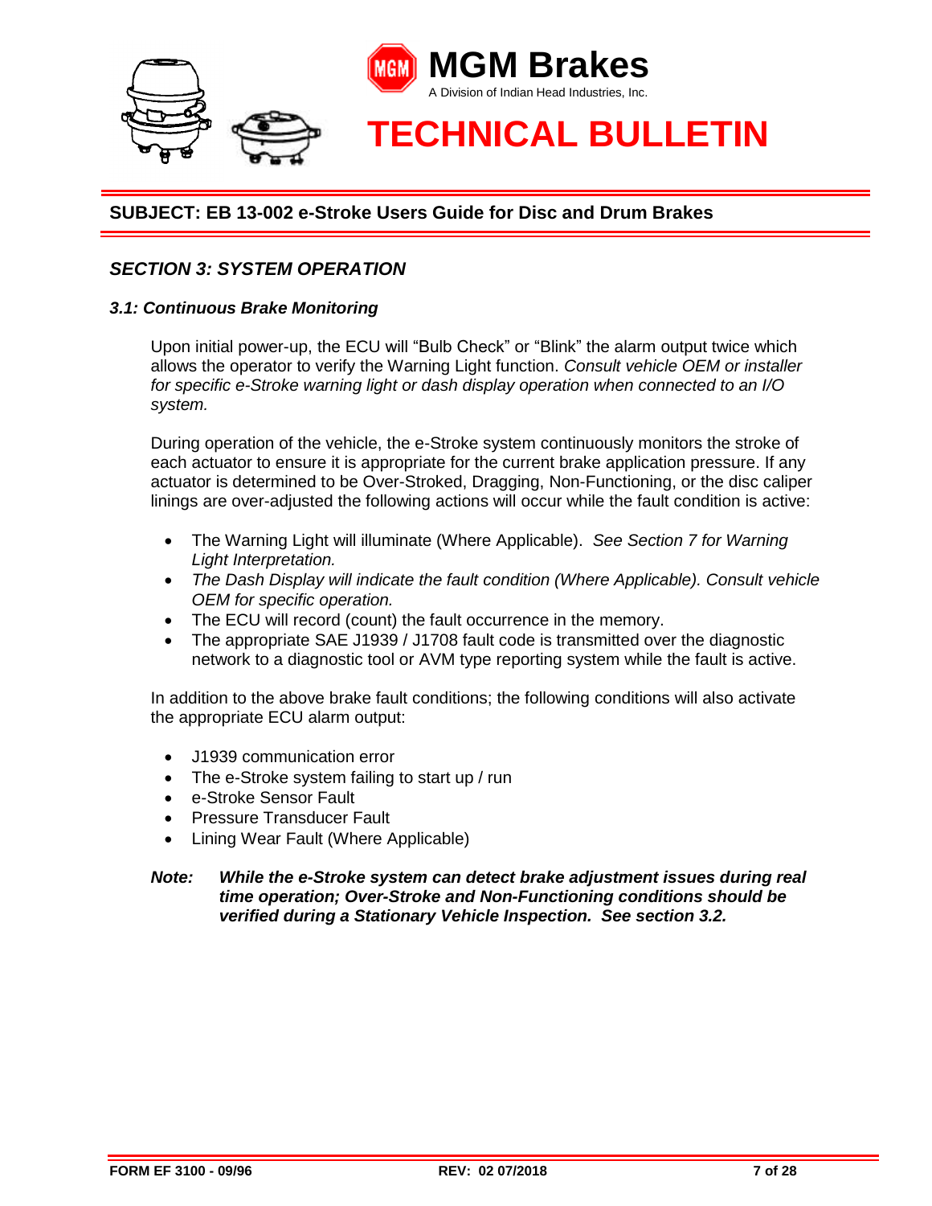**SUBJECT: EB 13-002 e-Stroke Users Guide for Disc and Drum Brakes**

## *SECTION 3: SYSTEM OPERATION*

### *3.1: Continuous Brake Monitoring*

Upon initial power-up, the ECU will "Bulb Check" or "Blink" the alarm output twice which allows the operator to verify the Warning Light function. *Consult vehicle OEM or installer for specific e-Stroke warning light or dash display operation when connected to an I/O system.*

During operation of the vehicle, the e-Stroke system continuously monitors the stroke of each actuator to ensure it is appropriate for the current brake application pressure. If any actuator is determined to be Over-Stroked, Dragging, Non-Functioning, or the disc caliper linings are over-adjusted the following actions will occur while the fault condition is active:

- The Warning Light will illuminate (Where Applicable). *See Section 7 for Warning Light Interpretation.*
- *The Dash Display will indicate the fault condition (Where Applicable). Consult vehicle OEM for specific operation.*
- The ECU will record (count) the fault occurrence in the memory.
- The appropriate SAE J1939 / J1708 fault code is transmitted over the diagnostic network to a diagnostic tool or AVM type reporting system while the fault is active.

In addition to the above brake fault conditions; the following conditions will also activate the appropriate ECU alarm output:

- J1939 communication error
- The e-Stroke system failing to start up / run
- e-Stroke Sensor Fault
- Pressure Transducer Fault
- Lining Wear Fault (Where Applicable)

***Note: While the e-Stroke system can detect brake adjustment issues during real time operation; Over-Stroke and Non-Functioning conditions should be verified during a Stationary Vehicle Inspection. See section 3.2.***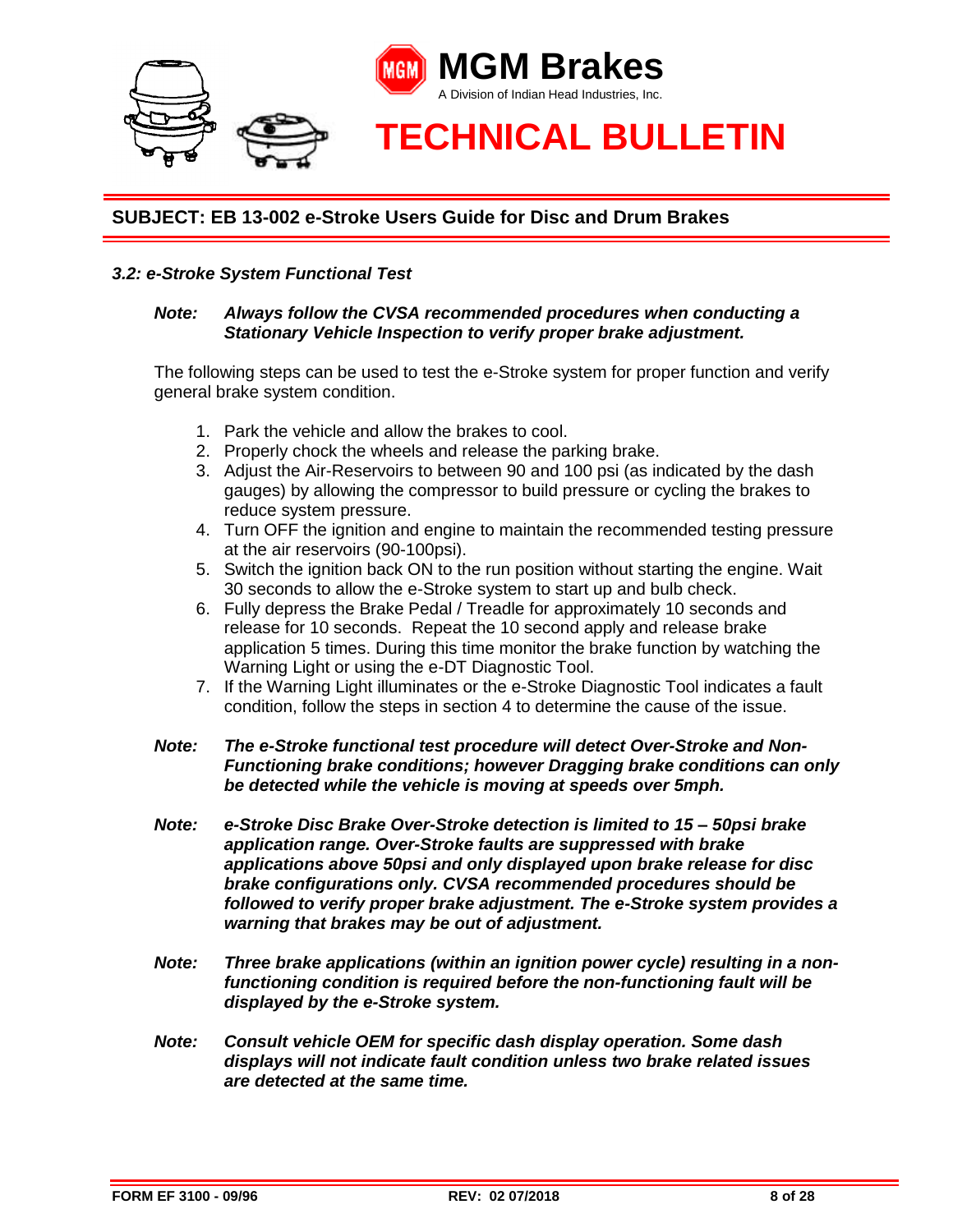# MGM Brakes

A Division of Indian Head Industries, Inc.

# TECHNICAL BULLETIN

## SUBJECT: EB 13-002 e-Stroke Users Guide for Disc and Drum Brakes

### *3.2: e-Stroke System Functional Test*

***Note:*** ***Always follow the CVSA recommended procedures when conducting a Stationary Vehicle Inspection to verify proper brake adjustment.***

The following steps can be used to test the e-Stroke system for proper function and verify general brake system condition.

1. Park the vehicle and allow the brakes to cool.
2. Properly chock the wheels and release the parking brake.
3. Adjust the Air-Reservoirs to between 90 and 100 psi (as indicated by the dash gauges) by allowing the compressor to build pressure or cycling the brakes to reduce system pressure.
4. Turn OFF the ignition and engine to maintain the recommended testing pressure at the air reservoirs (90-100psi).
5. Switch the ignition back ON to the run position without starting the engine. Wait 30 seconds to allow the e-Stroke system to start up and bulb check.
6. Fully depress the Brake Pedal / Treadle for approximately 10 seconds and release for 10 seconds. Repeat the 10 second apply and release brake application 5 times. During this time monitor the brake function by watching the Warning Light or using the e-DT Diagnostic Tool.
7. If the Warning Light illuminates or the e-Stroke Diagnostic Tool indicates a fault condition, follow the steps in section 4 to determine the cause of the issue.

***Note:*** ***The e-Stroke functional test procedure will detect Over-Stroke and Non-Functioning brake conditions; however Dragging brake conditions can only be detected while the vehicle is moving at speeds over 5mph.***

***Note:*** ***e-Stroke Disc Brake Over-Stroke detection is limited to 15 – 50psi brake application range. Over-Stroke faults are suppressed with brake applications above 50psi and only displayed upon brake release for disc brake configurations only. CVSA recommended procedures should be followed to verify proper brake adjustment. The e-Stroke system provides a warning that brakes may be out of adjustment.***

***Note:*** ***Three brake applications (within an ignition power cycle) resulting in a non-functioning condition is required before the non-functioning fault will be displayed by the e-Stroke system.***

***Note:*** ***Consult vehicle OEM for specific dash display operation. Some dash displays will not indicate fault condition unless two brake related issues are detected at the same time.***

**FORM EF 3100 - 09/96** **REV: 02 07/2018**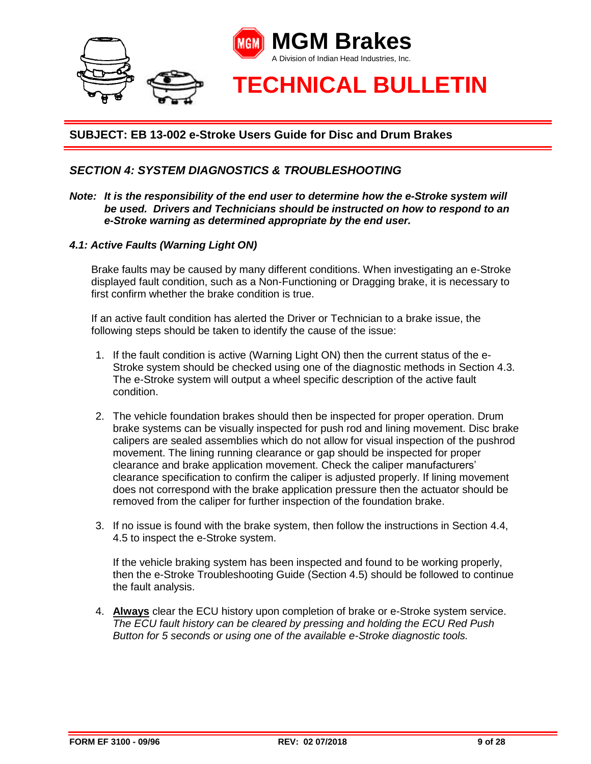**SUBJECT: EB 13-002 e-Stroke Users Guide for Disc and Drum Brakes**

## *SECTION 4: SYSTEM DIAGNOSTICS & TROUBLESHOOTING*

***Note: It is the responsibility of the end user to determine how the e-Stroke system will be used. Drivers and Technicians should be instructed on how to respond to an e-Stroke warning as determined appropriate by the end user.***

### *4.1: Active Faults (Warning Light ON)*

Brake faults may be caused by many different conditions. When investigating an e-Stroke displayed fault condition, such as a Non-Functioning or Dragging brake, it is necessary to first confirm whether the brake condition is true.

If an active fault condition has alerted the Driver or Technician to a brake issue, the following steps should be taken to identify the cause of the issue:

1. If the fault condition is active (Warning Light ON) then the current status of the e-Stroke system should be checked using one of the diagnostic methods in Section 4.3. The e-Stroke system will output a wheel specific description of the active fault condition.

2. The vehicle foundation brakes should then be inspected for proper operation. Drum brake systems can be visually inspected for push rod and lining movement. Disc brake calipers are sealed assemblies which do not allow for visual inspection of the pushrod movement. The lining running clearance or gap should be inspected for proper clearance and brake application movement. Check the caliper manufacturers' clearance specification to confirm the caliper is adjusted properly. If lining movement does not correspond with the brake application pressure then the actuator should be removed from the caliper for further inspection of the foundation brake.

3. If no issue is found with the brake system, then follow the instructions in Section 4.4, 4.5 to inspect the e-Stroke system.

   If the vehicle braking system has been inspected and found to be working properly, then the e-Stroke Troubleshooting Guide (Section 4.5) should be followed to continue the fault analysis.

4. **Always** clear the ECU history upon completion of brake or e-Stroke system service. *The ECU fault history can be cleared by pressing and holding the ECU Red Push Button for 5 seconds or using one of the available e-Stroke diagnostic tools.*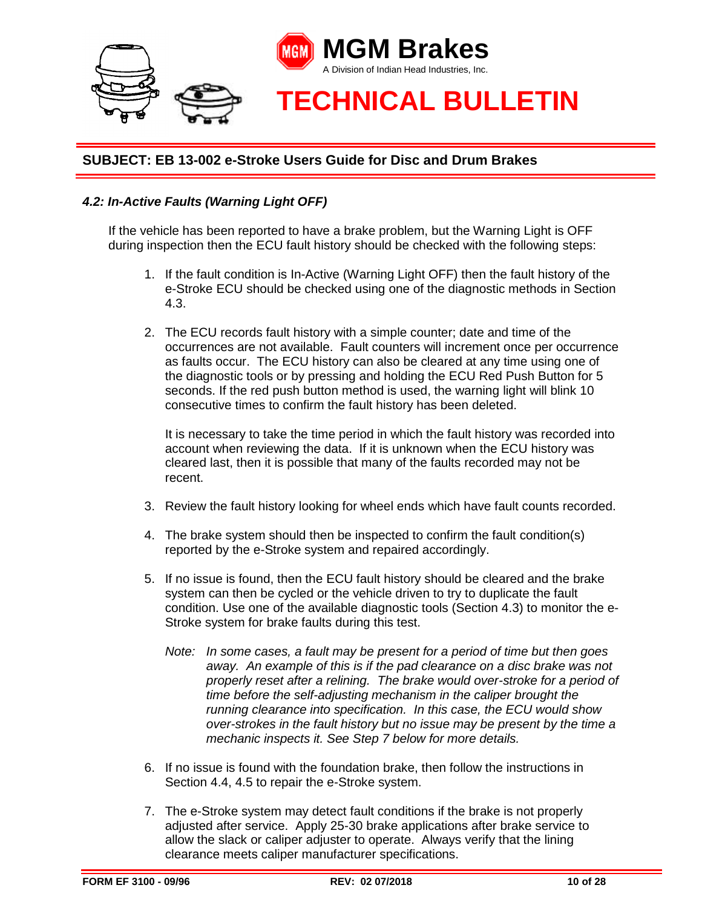### 4.2: In-Active Faults (Warning Light OFF)

If the vehicle has been reported to have a brake problem, but the Warning Light is OFF during inspection then the ECU fault history should be checked with the following steps:

1. If the fault condition is In-Active (Warning Light OFF) then the fault history of the e-Stroke ECU should be checked using one of the diagnostic methods in Section 4.3.

2. The ECU records fault history with a simple counter; date and time of the occurrences are not available. Fault counters will increment once per occurrence as faults occur. The ECU history can also be cleared at any time using one of the diagnostic tools or by pressing and holding the ECU Red Push Button for 5 seconds. If the red push button method is used, the warning light will blink 10 consecutive times to confirm the fault history has been deleted.

   It is necessary to take the time period in which the fault history was recorded into account when reviewing the data. If it is unknown when the ECU history was cleared last, then it is possible that many of the faults recorded may not be recent.

3. Review the fault history looking for wheel ends which have fault counts recorded.

4. The brake system should then be inspected to confirm the fault condition(s) reported by the e-Stroke system and repaired accordingly.

5. If no issue is found, then the ECU fault history should be cleared and the brake system can then be cycled or the vehicle driven to try to duplicate the fault condition. Use one of the available diagnostic tools (Section 4.3) to monitor the e-Stroke system for brake faults during this test.

   *Note: In some cases, a fault may be present for a period of time but then goes away. An example of this is if the pad clearance on a disc brake was not properly reset after a relining. The brake would over-stroke for a period of time before the self-adjusting mechanism in the caliper brought the running clearance into specification. In this case, the ECU would show over-strokes in the fault history but no issue may be present by the time a mechanic inspects it. See Step 7 below for more details.*

6. If no issue is found with the foundation brake, then follow the instructions in Section 4.4, 4.5 to repair the e-Stroke system.

7. The e-Stroke system may detect fault conditions if the brake is not properly adjusted after service. Apply 25-30 brake applications after brake service to allow the slack or caliper adjuster to operate. Always verify that the lining clearance meets caliper manufacturer specifications.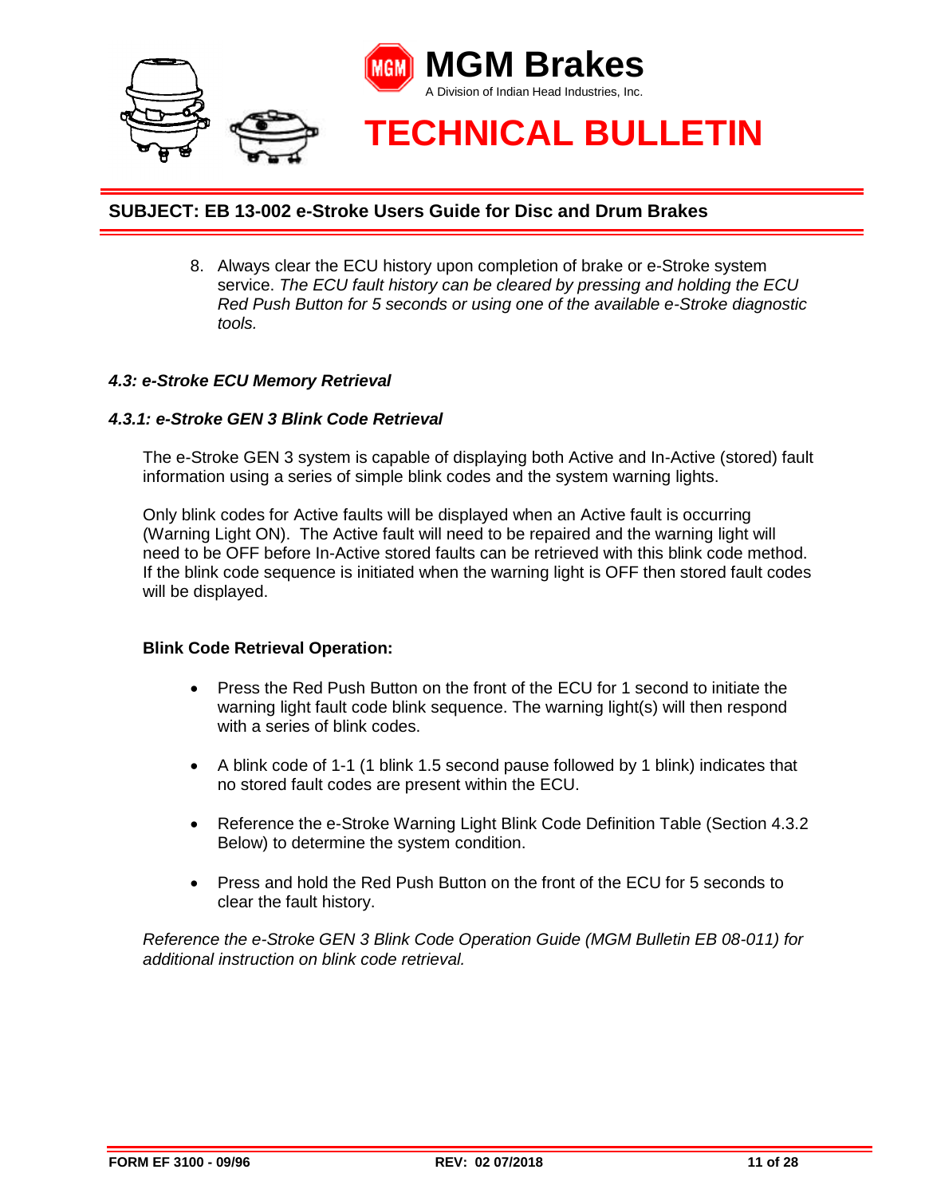8. Always clear the ECU history upon completion of brake or e-Stroke system service. *The ECU fault history can be cleared by pressing and holding the ECU Red Push Button for 5 seconds or using one of the available e-Stroke diagnostic tools.*

### *4.3: e-Stroke ECU Memory Retrieval*

#### *4.3.1: e-Stroke GEN 3 Blink Code Retrieval*

The e-Stroke GEN 3 system is capable of displaying both Active and In-Active (stored) fault information using a series of simple blink codes and the system warning lights.

Only blink codes for Active faults will be displayed when an Active fault is occurring (Warning Light ON). The Active fault will need to be repaired and the warning light will need to be OFF before In-Active stored faults can be retrieved with this blink code method. If the blink code sequence is initiated when the warning light is OFF then stored fault codes will be displayed.

**Blink Code Retrieval Operation:**

- Press the Red Push Button on the front of the ECU for 1 second to initiate the warning light fault code blink sequence. The warning light(s) will then respond with a series of blink codes.
- A blink code of 1-1 (1 blink 1.5 second pause followed by 1 blink) indicates that no stored fault codes are present within the ECU.
- Reference the e-Stroke Warning Light Blink Code Definition Table (Section 4.3.2 Below) to determine the system condition.
- Press and hold the Red Push Button on the front of the ECU for 5 seconds to clear the fault history.

*Reference the e-Stroke GEN 3 Blink Code Operation Guide (MGM Bulletin EB 08-011) for additional instruction on blink code retrieval.*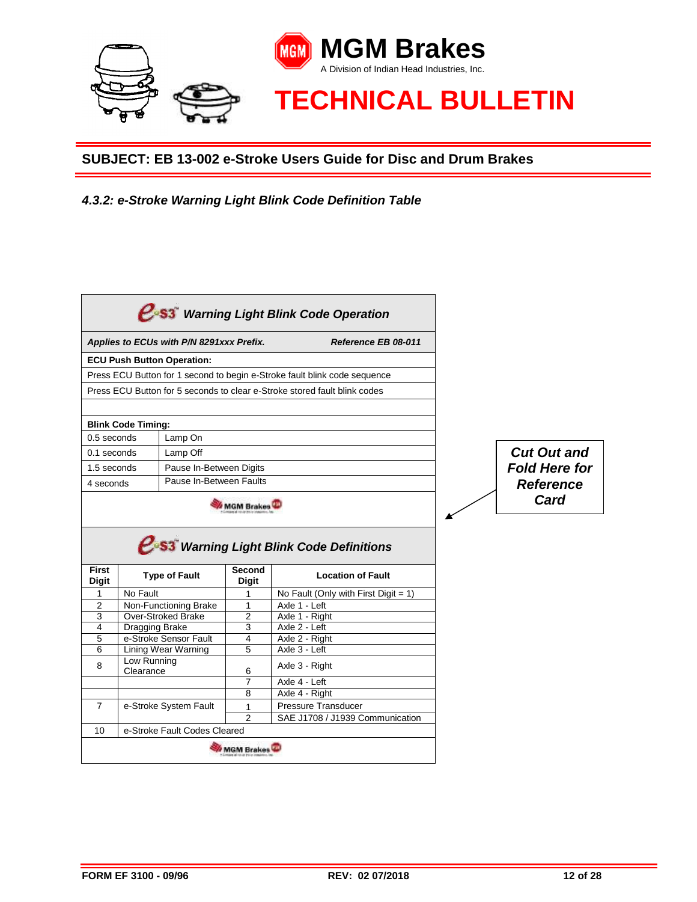**MGM Brakes**

A Division of Indian Head Industries, Inc.

# TECHNICAL BULLETIN

## SUBJECT: EB 13-002 e-Stroke Users Guide for Disc and Drum Brakes

### *4.3.2: e-Stroke Warning Light Blink Code Definition Table*

| ***e-S3 Warning Light Blink Code Operation*** | |
|---|---|
| ***Applies to ECUs with P/N 8291xxx Prefix.*** | ***Reference EB 08-011*** |
| **ECU Push Button Operation:** | |
| Press ECU Button for 1 second to begin e-Stroke fault blink code sequence | |
| Press ECU Button for 5 seconds to clear e-Stroke stored fault blink codes | |
| | |
| **Blink Code Timing:** | |
| 0.5 seconds | Lamp On |
| 0.1 seconds | Lamp Off |
| 1.5 seconds | Pause In-Between Digits |
| 4 seconds | Pause In-Between Faults |

MGM Brakes

***Cut Out and Fold Here for Reference Card***

***e-S3 Warning Light Blink Code Definitions***

| First Digit | Type of Fault | Second Digit | Location of Fault |
|---|---|---|---|
| 1 | No Fault | 1 | No Fault (Only with First Digit = 1) |
| 2 | Non-Functioning Brake | 1 | Axle 1 - Left |
| 3 | Over-Stroked Brake | 2 | Axle 1 - Right |
| 4 | Dragging Brake | 3 | Axle 2 - Left |
| 5 | e-Stroke Sensor Fault | 4 | Axle 2 - Right |
| 6 | Lining Wear Warning | 5 | Axle 3 - Left |
| 8 | Low Running Clearance | 6 | Axle 3 - Right |
| | | 7 | Axle 4 - Left |
| | | 8 | Axle 4 - Right |
| 7 | e-Stroke System Fault | 1 | Pressure Transducer |
| | | 2 | SAE J1708 / J1939 Communication |
| 10 | e-Stroke Fault Codes Cleared | | |

MGM Brakes

FORM EF 3100 - 09/96 REV: 02 07/2018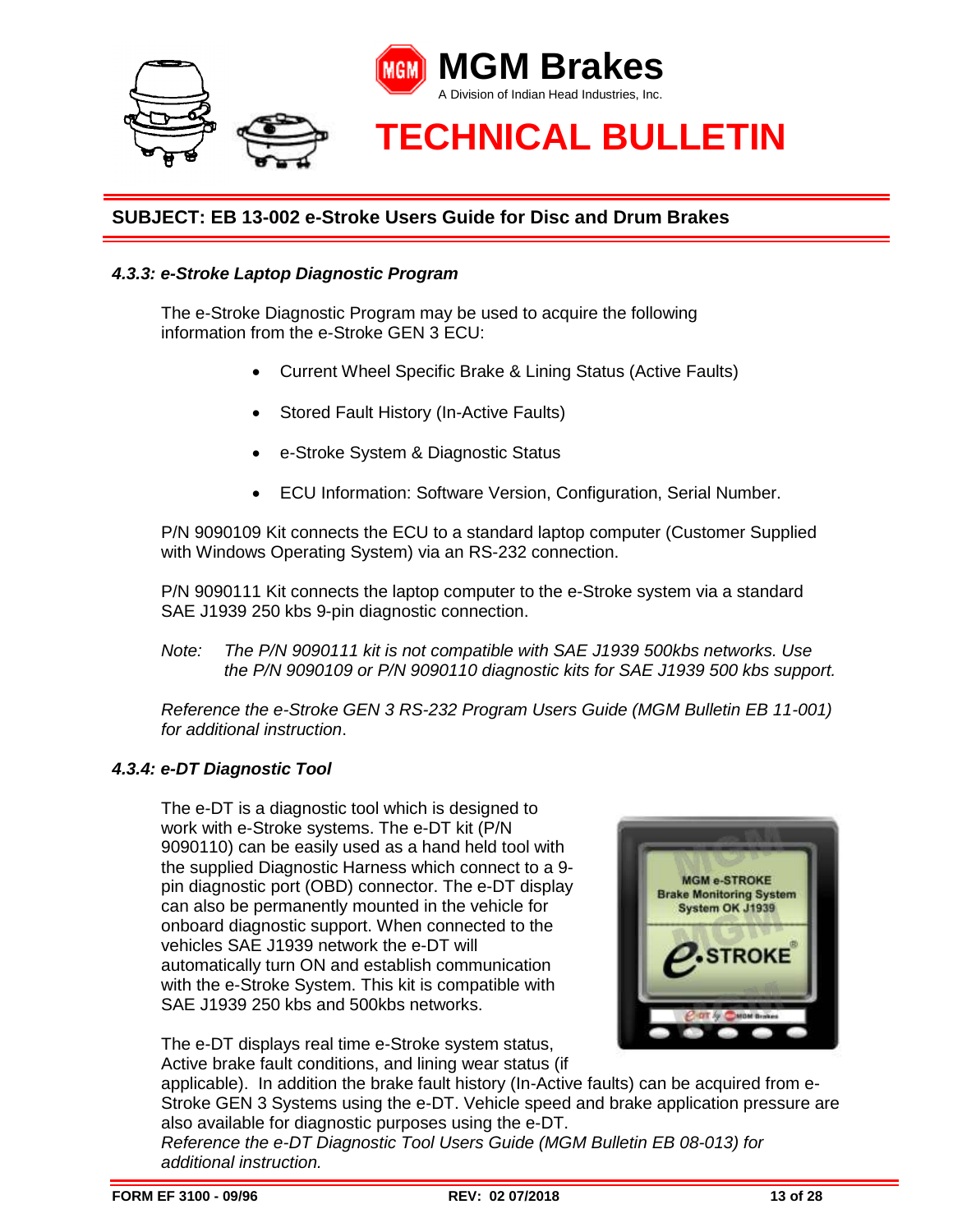## SUBJECT: EB 13-002 e-Stroke Users Guide for Disc and Drum Brakes

### *4.3.3: e-Stroke Laptop Diagnostic Program*

The e-Stroke Diagnostic Program may be used to acquire the following information from the e-Stroke GEN 3 ECU:

- Current Wheel Specific Brake & Lining Status (Active Faults)
- Stored Fault History (In-Active Faults)
- e-Stroke System & Diagnostic Status
- ECU Information: Software Version, Configuration, Serial Number.

P/N 9090109 Kit connects the ECU to a standard laptop computer (Customer Supplied with Windows Operating System) via an RS-232 connection.

P/N 9090111 Kit connects the laptop computer to the e-Stroke system via a standard SAE J1939 250 kbs 9-pin diagnostic connection.

*Note: The P/N 9090111 kit is not compatible with SAE J1939 500kbs networks. Use the P/N 9090109 or P/N 9090110 diagnostic kits for SAE J1939 500 kbs support.*

*Reference the e-Stroke GEN 3 RS-232 Program Users Guide (MGM Bulletin EB 11-001) for additional instruction*.

### *4.3.4: e-DT Diagnostic Tool*

The e-DT is a diagnostic tool which is designed to work with e-Stroke systems. The e-DT kit (P/N 9090110) can be easily used as a hand held tool with the supplied Diagnostic Harness which connect to a 9-pin diagnostic port (OBD) connector. The e-DT display can also be permanently mounted in the vehicle for onboard diagnostic support. When connected to the vehicles SAE J1939 network the e-DT will automatically turn ON and establish communication with the e-Stroke System. This kit is compatible with SAE J1939 250 kbs and 500kbs networks.

The e-DT displays real time e-Stroke system status, Active brake fault conditions, and lining wear status (if applicable). In addition the brake fault history (In-Active faults) can be acquired from e-Stroke GEN 3 Systems using the e-DT. Vehicle speed and brake application pressure are also available for diagnostic purposes using the e-DT.
*Reference the e-DT Diagnostic Tool Users Guide (MGM Bulletin EB 08-013) for additional instruction.*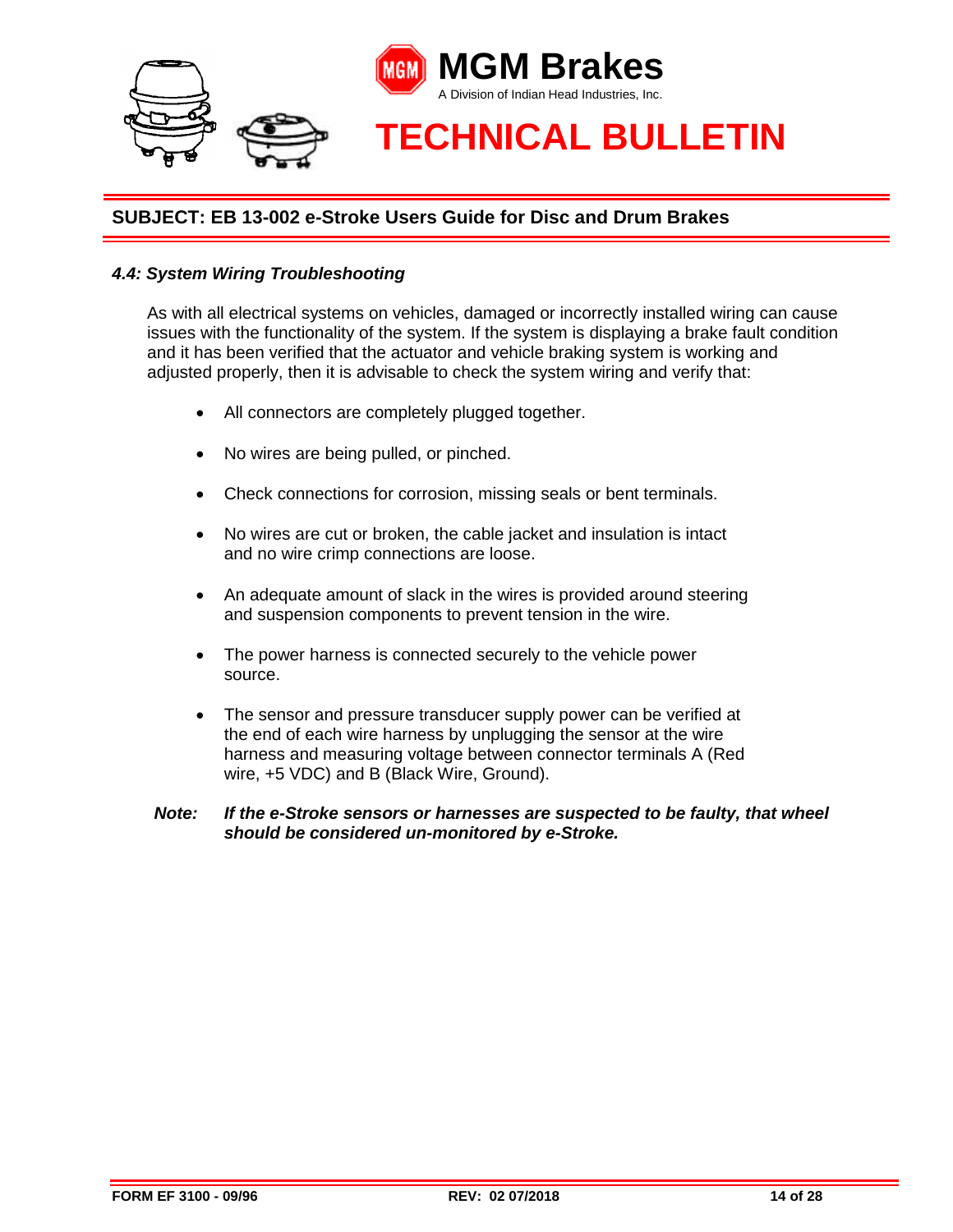### *4.4: System Wiring Troubleshooting*

As with all electrical systems on vehicles, damaged or incorrectly installed wiring can cause issues with the functionality of the system. If the system is displaying a brake fault condition and it has been verified that the actuator and vehicle braking system is working and adjusted properly, then it is advisable to check the system wiring and verify that:

- All connectors are completely plugged together.
- No wires are being pulled, or pinched.
- Check connections for corrosion, missing seals or bent terminals.
- No wires are cut or broken, the cable jacket and insulation is intact and no wire crimp connections are loose.
- An adequate amount of slack in the wires is provided around steering and suspension components to prevent tension in the wire.
- The power harness is connected securely to the vehicle power source.
- The sensor and pressure transducer supply power can be verified at the end of each wire harness by unplugging the sensor at the wire harness and measuring voltage between connector terminals A (Red wire, +5 VDC) and B (Black Wire, Ground).

***Note:*** ***If the e-Stroke sensors or harnesses are suspected to be faulty, that wheel should be considered un-monitored by e-Stroke.***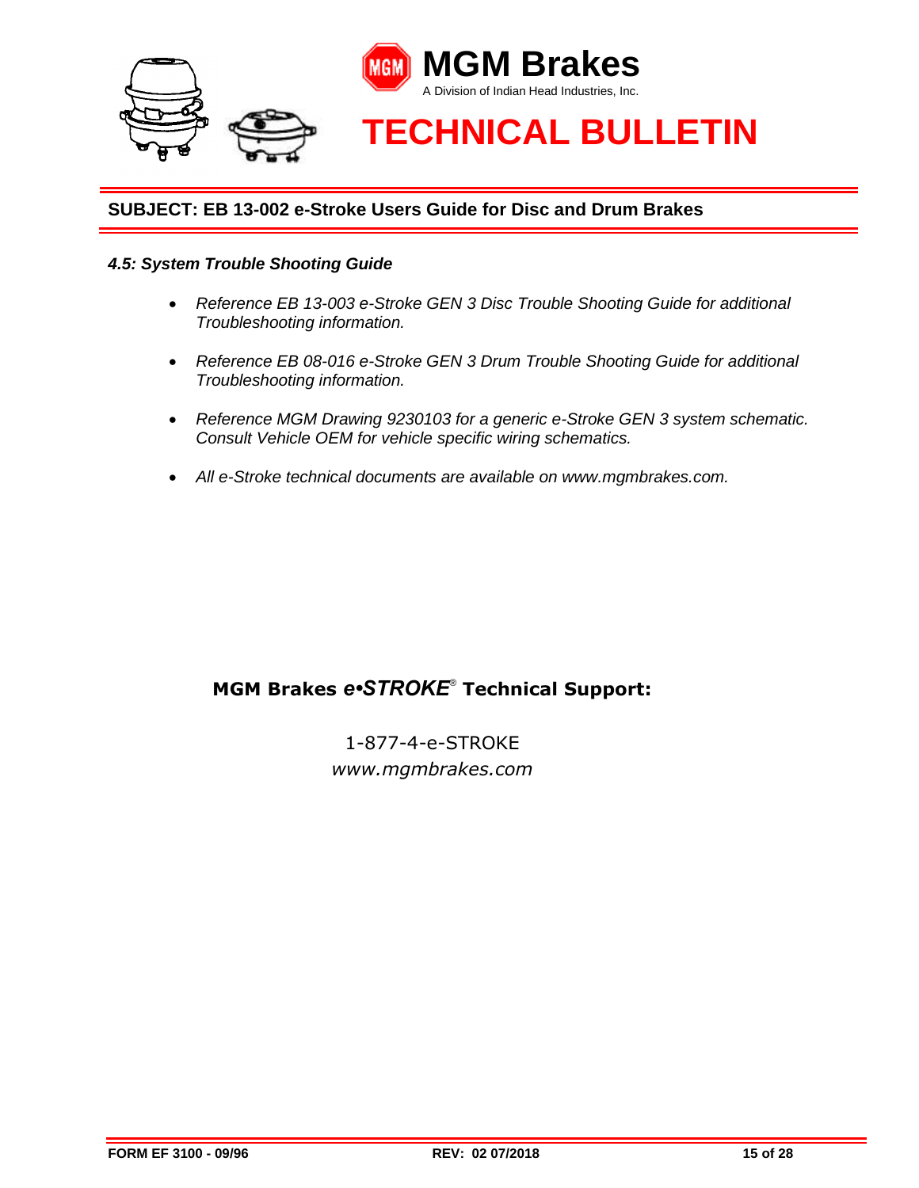### *4.5: System Trouble Shooting Guide*

- *Reference EB 13-003 e-Stroke GEN 3 Disc Trouble Shooting Guide for additional Troubleshooting information.*
- *Reference EB 08-016 e-Stroke GEN 3 Drum Trouble Shooting Guide for additional Troubleshooting information.*
- *Reference MGM Drawing 9230103 for a generic e-Stroke GEN 3 system schematic. Consult Vehicle OEM for vehicle specific wiring schematics.*
- *All e-Stroke technical documents are available on www.mgmbrakes.com.*

**MGM Brakes *e•STROKE*® Technical Support:**

1-877-4-e-STROKE

*www.mgmbrakes.com*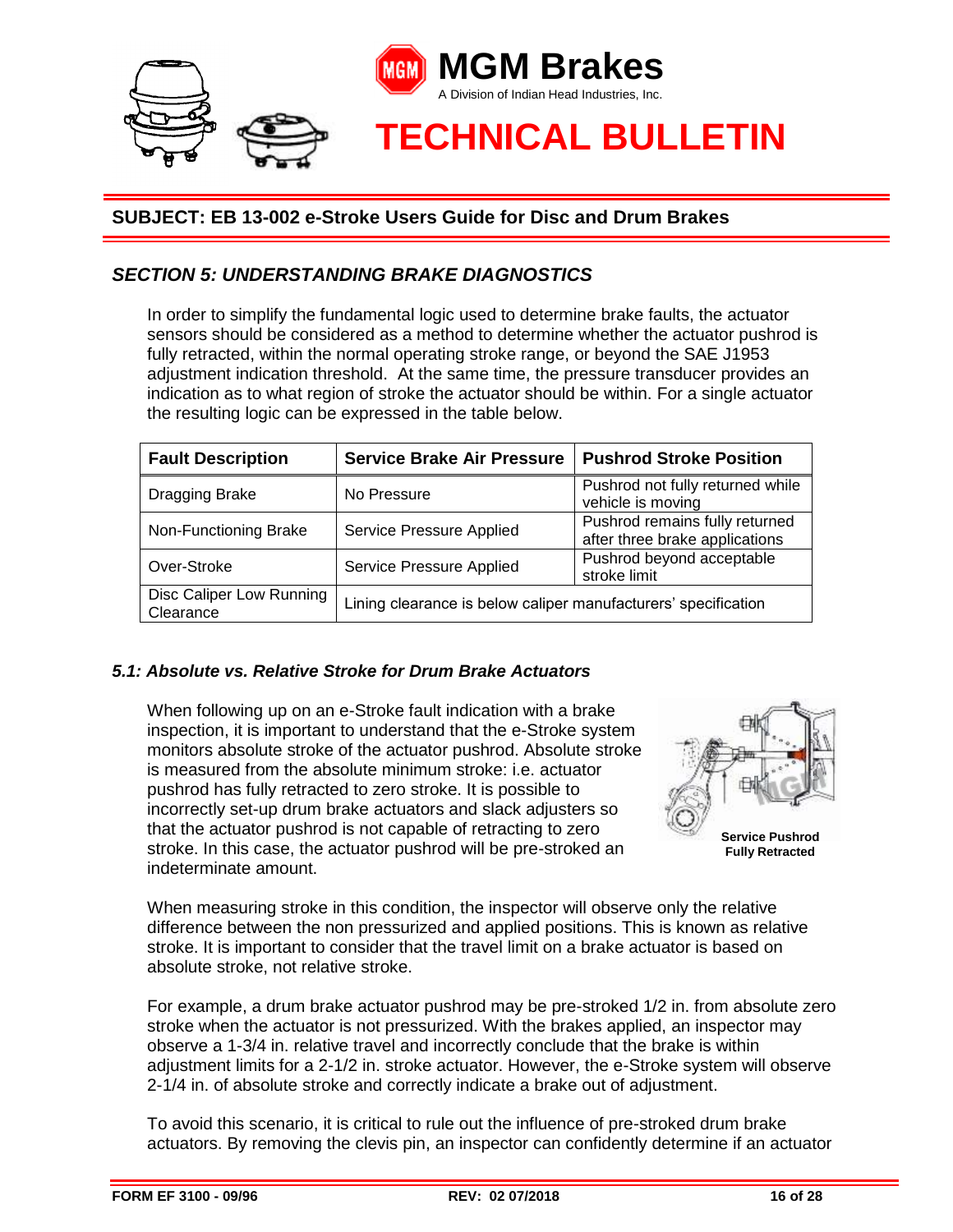## SUBJECT: EB 13-002 e-Stroke Users Guide for Disc and Drum Brakes

### *SECTION 5: UNDERSTANDING BRAKE DIAGNOSTICS*

In order to simplify the fundamental logic used to determine brake faults, the actuator sensors should be considered as a method to determine whether the actuator pushrod is fully retracted, within the normal operating stroke range, or beyond the SAE J1953 adjustment indication threshold. At the same time, the pressure transducer provides an indication as to what region of stroke the actuator should be within. For a single actuator the resulting logic can be expressed in the table below.

| Fault Description | Service Brake Air Pressure | Pushrod Stroke Position |
|---|---|---|
| Dragging Brake | No Pressure | Pushrod not fully returned while vehicle is moving |
| Non-Functioning Brake | Service Pressure Applied | Pushrod remains fully returned after three brake applications |
| Over-Stroke | Service Pressure Applied | Pushrod beyond acceptable stroke limit |
| Disc Caliper Low Running Clearance | Lining clearance is below caliper manufacturers' specification | |

#### *5.1: Absolute vs. Relative Stroke for Drum Brake Actuators*

When following up on an e-Stroke fault indication with a brake inspection, it is important to understand that the e-Stroke system monitors absolute stroke of the actuator pushrod. Absolute stroke is measured from the absolute minimum stroke: i.e. actuator pushrod has fully retracted to zero stroke. It is possible to incorrectly set-up drum brake actuators and slack adjusters so that the actuator pushrod is not capable of retracting to zero stroke. In this case, the actuator pushrod will be pre-stroked an indeterminate amount.

**Service Pushrod Fully Retracted**

When measuring stroke in this condition, the inspector will observe only the relative difference between the non pressurized and applied positions. This is known as relative stroke. It is important to consider that the travel limit on a brake actuator is based on absolute stroke, not relative stroke.

For example, a drum brake actuator pushrod may be pre-stroked 1/2 in. from absolute zero stroke when the actuator is not pressurized. With the brakes applied, an inspector may observe a 1-3/4 in. relative travel and incorrectly conclude that the brake is within adjustment limits for a 2-1/2 in. stroke actuator. However, the e-Stroke system will observe 2-1/4 in. of absolute stroke and correctly indicate a brake out of adjustment.

To avoid this scenario, it is critical to rule out the influence of pre-stroked drum brake actuators. By removing the clevis pin, an inspector can confidently determine if an actuator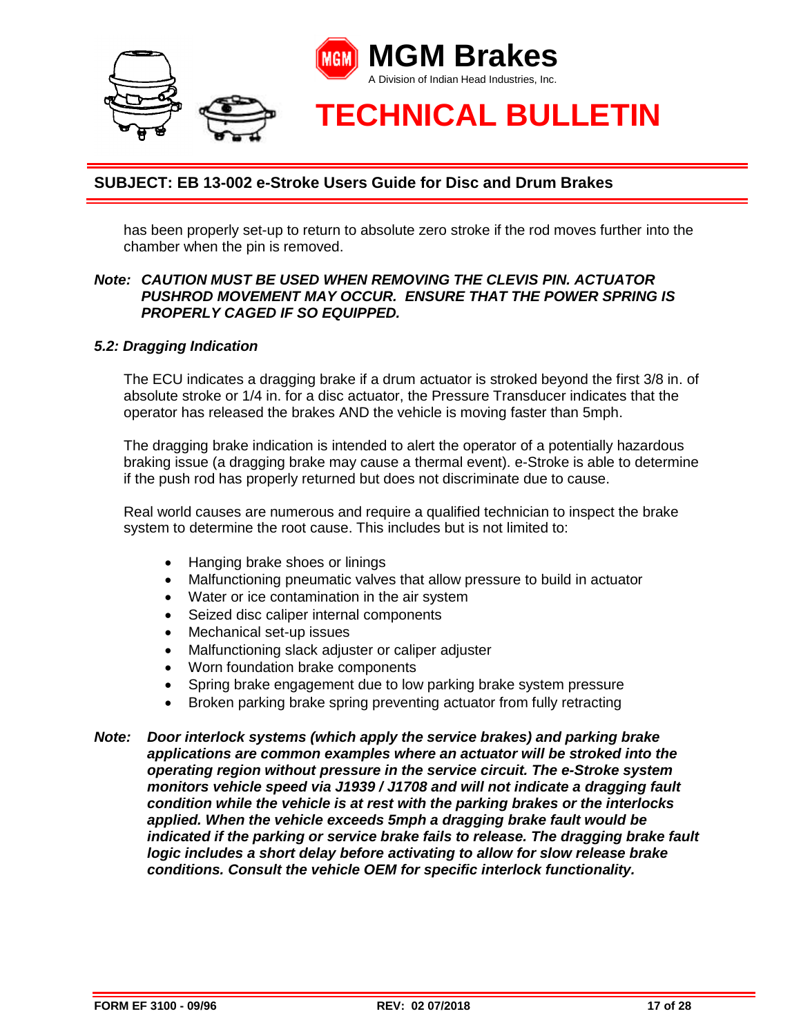has been properly set-up to return to absolute zero stroke if the rod moves further into the chamber when the pin is removed.

***Note: CAUTION MUST BE USED WHEN REMOVING THE CLEVIS PIN. ACTUATOR PUSHROD MOVEMENT MAY OCCUR. ENSURE THAT THE POWER SPRING IS PROPERLY CAGED IF SO EQUIPPED.***

### *5.2: Dragging Indication*

The ECU indicates a dragging brake if a drum actuator is stroked beyond the first 3/8 in. of absolute stroke or 1/4 in. for a disc actuator, the Pressure Transducer indicates that the operator has released the brakes AND the vehicle is moving faster than 5mph.

The dragging brake indication is intended to alert the operator of a potentially hazardous braking issue (a dragging brake may cause a thermal event). e-Stroke is able to determine if the push rod has properly returned but does not discriminate due to cause.

Real world causes are numerous and require a qualified technician to inspect the brake system to determine the root cause. This includes but is not limited to:

- Hanging brake shoes or linings
- Malfunctioning pneumatic valves that allow pressure to build in actuator
- Water or ice contamination in the air system
- Seized disc caliper internal components
- Mechanical set-up issues
- Malfunctioning slack adjuster or caliper adjuster
- Worn foundation brake components
- Spring brake engagement due to low parking brake system pressure
- Broken parking brake spring preventing actuator from fully retracting

***Note: Door interlock systems (which apply the service brakes) and parking brake applications are common examples where an actuator will be stroked into the operating region without pressure in the service circuit. The e-Stroke system monitors vehicle speed via J1939 / J1708 and will not indicate a dragging fault condition while the vehicle is at rest with the parking brakes or the interlocks applied. When the vehicle exceeds 5mph a dragging brake fault would be indicated if the parking or service brake fails to release. The dragging brake fault logic includes a short delay before activating to allow for slow release brake conditions. Consult the vehicle OEM for specific interlock functionality.***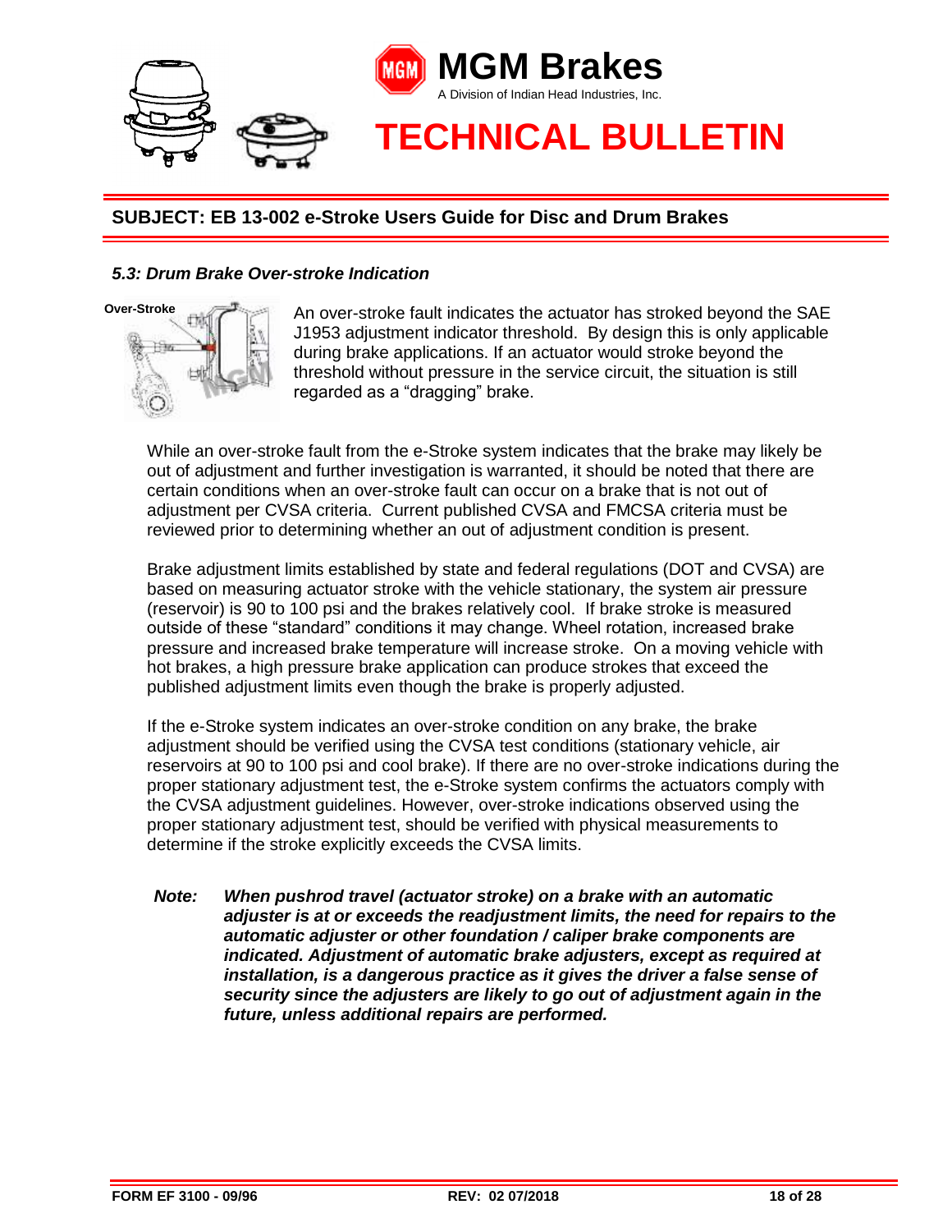## SUBJECT: EB 13-002 e-Stroke Users Guide for Disc and Drum Brakes

### *5.3: Drum Brake Over-stroke Indication*

Over-Stroke

An over-stroke fault indicates the actuator has stroked beyond the SAE J1953 adjustment indicator threshold. By design this is only applicable during brake applications. If an actuator would stroke beyond the threshold without pressure in the service circuit, the situation is still regarded as a "dragging" brake.

While an over-stroke fault from the e-Stroke system indicates that the brake may likely be out of adjustment and further investigation is warranted, it should be noted that there are certain conditions when an over-stroke fault can occur on a brake that is not out of adjustment per CVSA criteria. Current published CVSA and FMCSA criteria must be reviewed prior to determining whether an out of adjustment condition is present.

Brake adjustment limits established by state and federal regulations (DOT and CVSA) are based on measuring actuator stroke with the vehicle stationary, the system air pressure (reservoir) is 90 to 100 psi and the brakes relatively cool. If brake stroke is measured outside of these "standard" conditions it may change. Wheel rotation, increased brake pressure and increased brake temperature will increase stroke. On a moving vehicle with hot brakes, a high pressure brake application can produce strokes that exceed the published adjustment limits even though the brake is properly adjusted.

If the e-Stroke system indicates an over-stroke condition on any brake, the brake adjustment should be verified using the CVSA test conditions (stationary vehicle, air reservoirs at 90 to 100 psi and cool brake). If there are no over-stroke indications during the proper stationary adjustment test, the e-Stroke system confirms the actuators comply with the CVSA adjustment guidelines. However, over-stroke indications observed using the proper stationary adjustment test, should be verified with physical measurements to determine if the stroke explicitly exceeds the CVSA limits.

***Note:*** ***When pushrod travel (actuator stroke) on a brake with an automatic adjuster is at or exceeds the readjustment limits, the need for repairs to the automatic adjuster or other foundation / caliper brake components are indicated. Adjustment of automatic brake adjusters, except as required at installation, is a dangerous practice as it gives the driver a false sense of security since the adjusters are likely to go out of adjustment again in the future, unless additional repairs are performed.***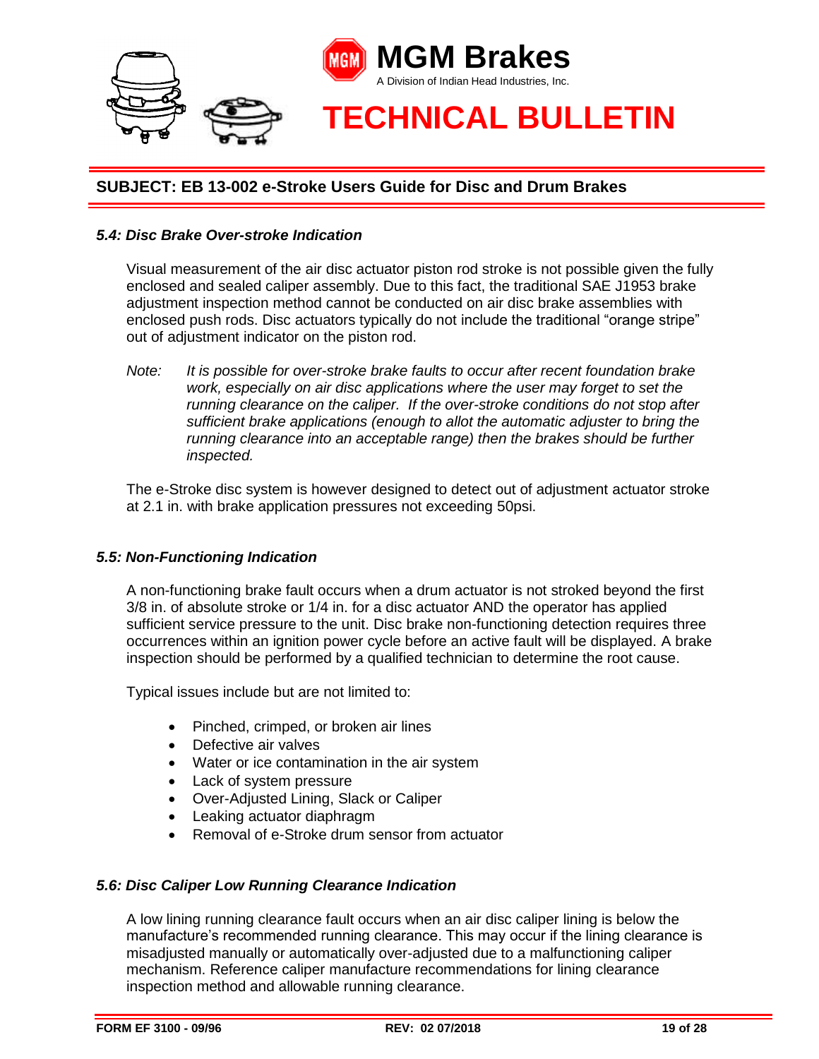### *5.4: Disc Brake Over-stroke Indication*

Visual measurement of the air disc actuator piston rod stroke is not possible given the fully enclosed and sealed caliper assembly. Due to this fact, the traditional SAE J1953 brake adjustment inspection method cannot be conducted on air disc brake assemblies with enclosed push rods. Disc actuators typically do not include the traditional "orange stripe" out of adjustment indicator on the piston rod.

*Note: It is possible for over-stroke brake faults to occur after recent foundation brake work, especially on air disc applications where the user may forget to set the running clearance on the caliper. If the over-stroke conditions do not stop after sufficient brake applications (enough to allot the automatic adjuster to bring the running clearance into an acceptable range) then the brakes should be further inspected.*

The e-Stroke disc system is however designed to detect out of adjustment actuator stroke at 2.1 in. with brake application pressures not exceeding 50psi.

### *5.5: Non-Functioning Indication*

A non-functioning brake fault occurs when a drum actuator is not stroked beyond the first 3/8 in. of absolute stroke or 1/4 in. for a disc actuator AND the operator has applied sufficient service pressure to the unit. Disc brake non-functioning detection requires three occurrences within an ignition power cycle before an active fault will be displayed. A brake inspection should be performed by a qualified technician to determine the root cause.

Typical issues include but are not limited to:

- Pinched, crimped, or broken air lines
- Defective air valves
- Water or ice contamination in the air system
- Lack of system pressure
- Over-Adjusted Lining, Slack or Caliper
- Leaking actuator diaphragm
- Removal of e-Stroke drum sensor from actuator

### *5.6: Disc Caliper Low Running Clearance Indication*

A low lining running clearance fault occurs when an air disc caliper lining is below the manufacture's recommended running clearance. This may occur if the lining clearance is misadjusted manually or automatically over-adjusted due to a malfunctioning caliper mechanism. Reference caliper manufacture recommendations for lining clearance inspection method and allowable running clearance.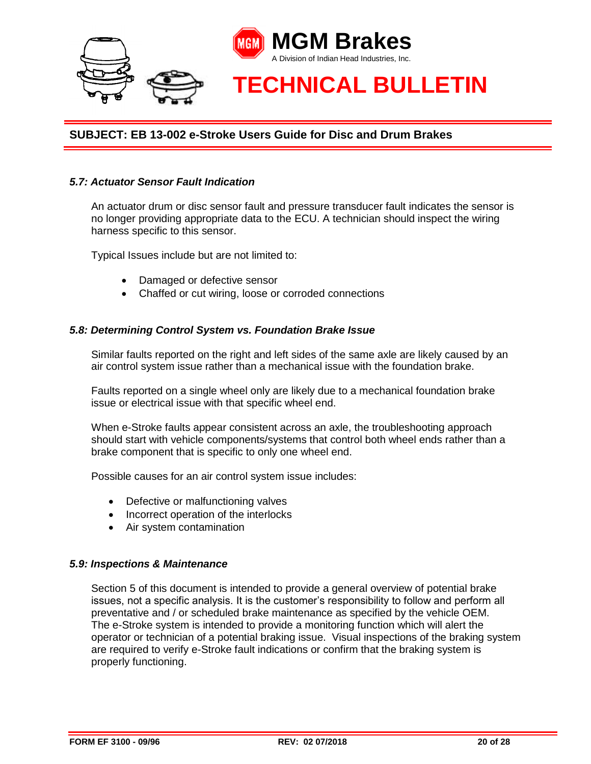### 5.7: Actuator Sensor Fault Indication

An actuator drum or disc sensor fault and pressure transducer fault indicates the sensor is no longer providing appropriate data to the ECU. A technician should inspect the wiring harness specific to this sensor.

Typical Issues include but are not limited to:

- Damaged or defective sensor
- Chaffed or cut wiring, loose or corroded connections

### 5.8: Determining Control System vs. Foundation Brake Issue

Similar faults reported on the right and left sides of the same axle are likely caused by an air control system issue rather than a mechanical issue with the foundation brake.

Faults reported on a single wheel only are likely due to a mechanical foundation brake issue or electrical issue with that specific wheel end.

When e-Stroke faults appear consistent across an axle, the troubleshooting approach should start with vehicle components/systems that control both wheel ends rather than a brake component that is specific to only one wheel end.

Possible causes for an air control system issue includes:

- Defective or malfunctioning valves
- Incorrect operation of the interlocks
- Air system contamination

### 5.9: Inspections & Maintenance

Section 5 of this document is intended to provide a general overview of potential brake issues, not a specific analysis. It is the customer's responsibility to follow and perform all preventative and / or scheduled brake maintenance as specified by the vehicle OEM. The e-Stroke system is intended to provide a monitoring function which will alert the operator or technician of a potential braking issue. Visual inspections of the braking system are required to verify e-Stroke fault indications or confirm that the braking system is properly functioning.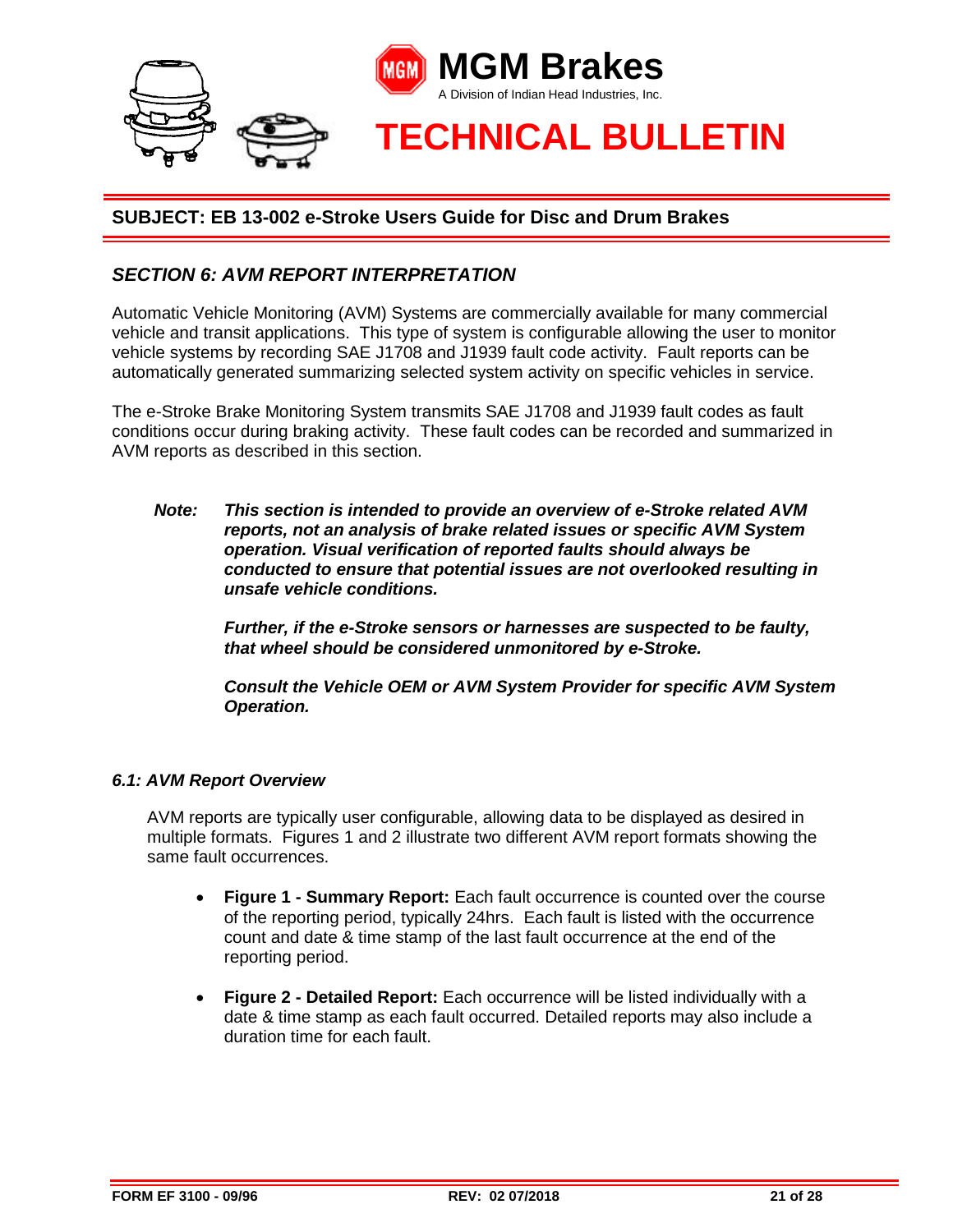## SUBJECT: EB 13-002 e-Stroke Users Guide for Disc and Drum Brakes

### *SECTION 6: AVM REPORT INTERPRETATION*

Automatic Vehicle Monitoring (AVM) Systems are commercially available for many commercial vehicle and transit applications. This type of system is configurable allowing the user to monitor vehicle systems by recording SAE J1708 and J1939 fault code activity. Fault reports can be automatically generated summarizing selected system activity on specific vehicles in service.

The e-Stroke Brake Monitoring System transmits SAE J1708 and J1939 fault codes as fault conditions occur during braking activity. These fault codes can be recorded and summarized in AVM reports as described in this section.

> ***Note:*** ***This section is intended to provide an overview of e-Stroke related AVM reports, not an analysis of brake related issues or specific AVM System operation. Visual verification of reported faults should always be conducted to ensure that potential issues are not overlooked resulting in unsafe vehicle conditions.***
>
> ***Further, if the e-Stroke sensors or harnesses are suspected to be faulty, that wheel should be considered unmonitored by e-Stroke.***
>
> ***Consult the Vehicle OEM or AVM System Provider for specific AVM System Operation.***

#### *6.1: AVM Report Overview*

AVM reports are typically user configurable, allowing data to be displayed as desired in multiple formats. Figures 1 and 2 illustrate two different AVM report formats showing the same fault occurrences.

- **Figure 1 - Summary Report:** Each fault occurrence is counted over the course of the reporting period, typically 24hrs. Each fault is listed with the occurrence count and date & time stamp of the last fault occurrence at the end of the reporting period.
- **Figure 2 - Detailed Report:** Each occurrence will be listed individually with a date & time stamp as each fault occurred. Detailed reports may also include a duration time for each fault.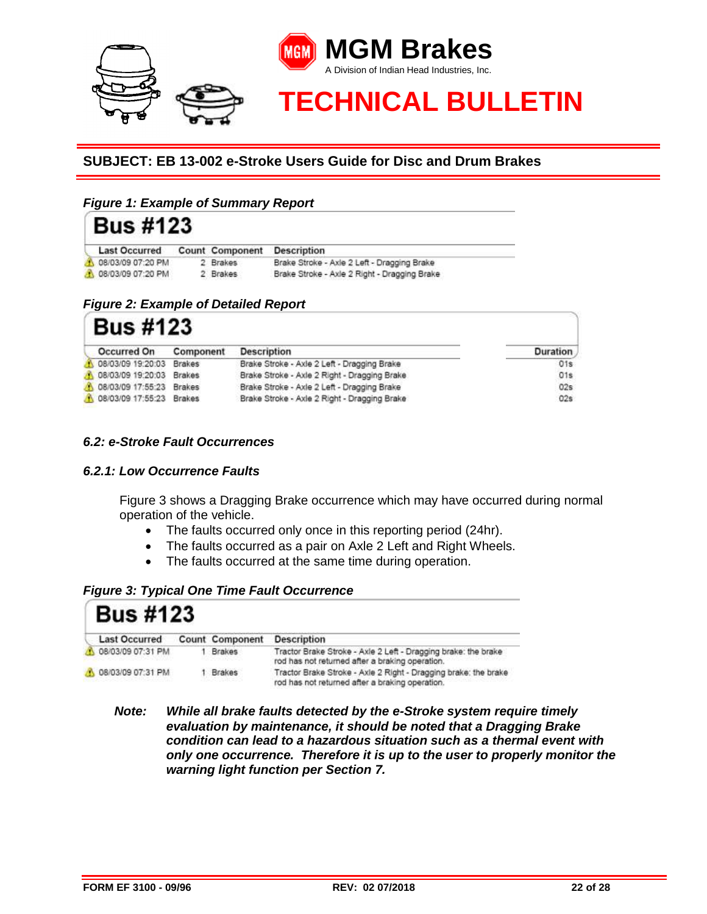## SUBJECT: EB 13-002 e-Stroke Users Guide for Disc and Drum Brakes

*Figure 1: Example of Summary Report*

**Bus #123**

| Last Occurred | Count | Component | Description |
|---|---|---|---|
| 08/03/09 07:20 PM | 2 | Brakes | Brake Stroke - Axle 2 Left - Dragging Brake |
| 08/03/09 07:20 PM | 2 | Brakes | Brake Stroke - Axle 2 Right - Dragging Brake |

*Figure 2: Example of Detailed Report*

**Bus #123**

| Occurred On | Component | Description | Duration |
|---|---|---|---|
| 08/03/09 19:20:03 | Brakes | Brake Stroke - Axle 2 Left - Dragging Brake | 01s |
| 08/03/09 19:20:03 | Brakes | Brake Stroke - Axle 2 Right - Dragging Brake | 01s |
| 08/03/09 17:55:23 | Brakes | Brake Stroke - Axle 2 Left - Dragging Brake | 02s |
| 08/03/09 17:55:23 | Brakes | Brake Stroke - Axle 2 Right - Dragging Brake | 02s |

### *6.2: e-Stroke Fault Occurrences*

#### *6.2.1: Low Occurrence Faults*

Figure 3 shows a Dragging Brake occurrence which may have occurred during normal operation of the vehicle.

- The faults occurred only once in this reporting period (24hr).
- The faults occurred as a pair on Axle 2 Left and Right Wheels.
- The faults occurred at the same time during operation.

*Figure 3: Typical One Time Fault Occurrence*

**Bus #123**

| Last Occurred | Count | Component | Description |
|---|---|---|---|
| 08/03/09 07:31 PM | 1 | Brakes | Tractor Brake Stroke - Axle 2 Left - Dragging brake: the brake rod has not returned after a braking operation. |
| 08/03/09 07:31 PM | 1 | Brakes | Tractor Brake Stroke - Axle 2 Right - Dragging brake: the brake rod has not returned after a braking operation. |

***Note:*** ***While all brake faults detected by the e-Stroke system require timely evaluation by maintenance, it should be noted that a Dragging Brake condition can lead to a hazardous situation such as a thermal event with only one occurrence. Therefore it is up to the user to properly monitor the warning light function per Section 7.***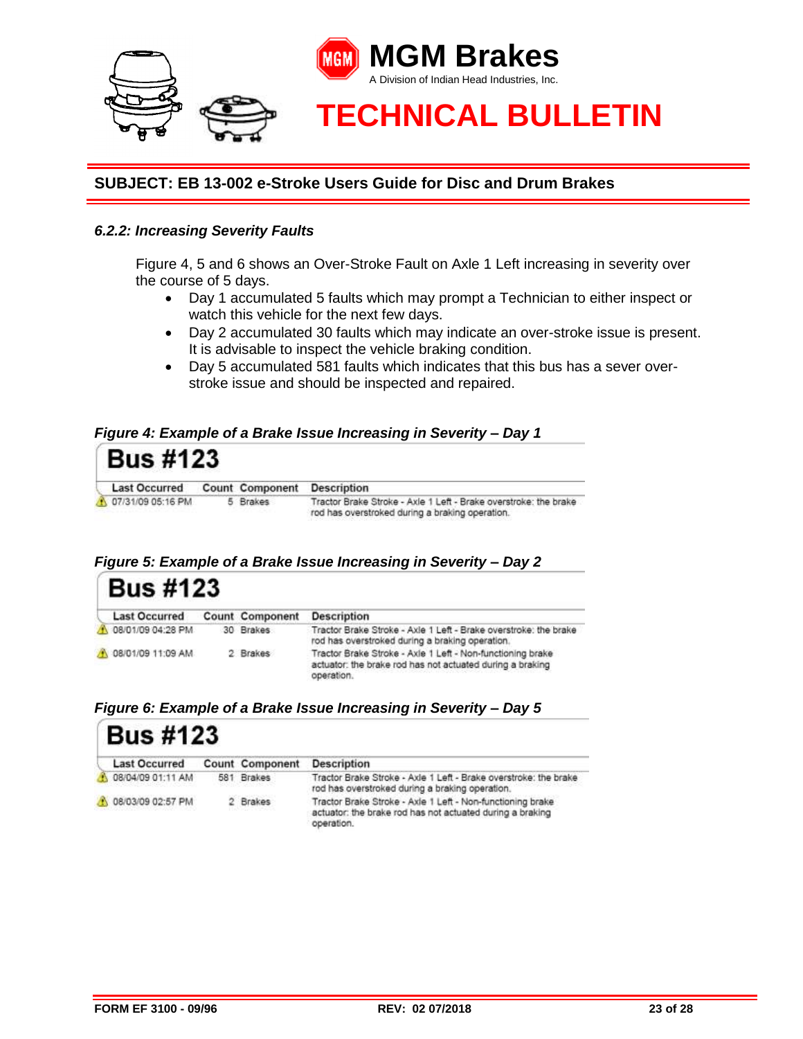## SUBJECT: EB 13-002 e-Stroke Users Guide for Disc and Drum Brakes

### *6.2.2: Increasing Severity Faults*

Figure 4, 5 and 6 shows an Over-Stroke Fault on Axle 1 Left increasing in severity over the course of 5 days.

- Day 1 accumulated 5 faults which may prompt a Technician to either inspect or watch this vehicle for the next few days.
- Day 2 accumulated 30 faults which may indicate an over-stroke issue is present. It is advisable to inspect the vehicle braking condition.
- Day 5 accumulated 581 faults which indicates that this bus has a sever over-stroke issue and should be inspected and repaired.

***Figure 4: Example of a Brake Issue Increasing in Severity – Day 1***

**Bus #123**

| Last Occurred | Count | Component | Description |
|---|---|---|---|
| 07/31/09 05:16 PM | 5 | Brakes | Tractor Brake Stroke - Axle 1 Left - Brake overstroke: the brake rod has overstroked during a braking operation. |

***Figure 5: Example of a Brake Issue Increasing in Severity – Day 2***

**Bus #123**

| Last Occurred | Count | Component | Description |
|---|---|---|---|
| 08/01/09 04:28 PM | 30 | Brakes | Tractor Brake Stroke - Axle 1 Left - Brake overstroke: the brake rod has overstroked during a braking operation. |
| 08/01/09 11:09 AM | 2 | Brakes | Tractor Brake Stroke - Axle 1 Left - Non-functioning brake actuator: the brake rod has not actuated during a braking operation. |

***Figure 6: Example of a Brake Issue Increasing in Severity – Day 5***

**Bus #123**

| Last Occurred | Count | Component | Description |
|---|---|---|---|
| 08/04/09 01:11 AM | 581 | Brakes | Tractor Brake Stroke - Axle 1 Left - Brake overstroke: the brake rod has overstroked during a braking operation. |
| 08/03/09 02:57 PM | 2 | Brakes | Tractor Brake Stroke - Axle 1 Left - Non-functioning brake actuator: the brake rod has not actuated during a braking operation. |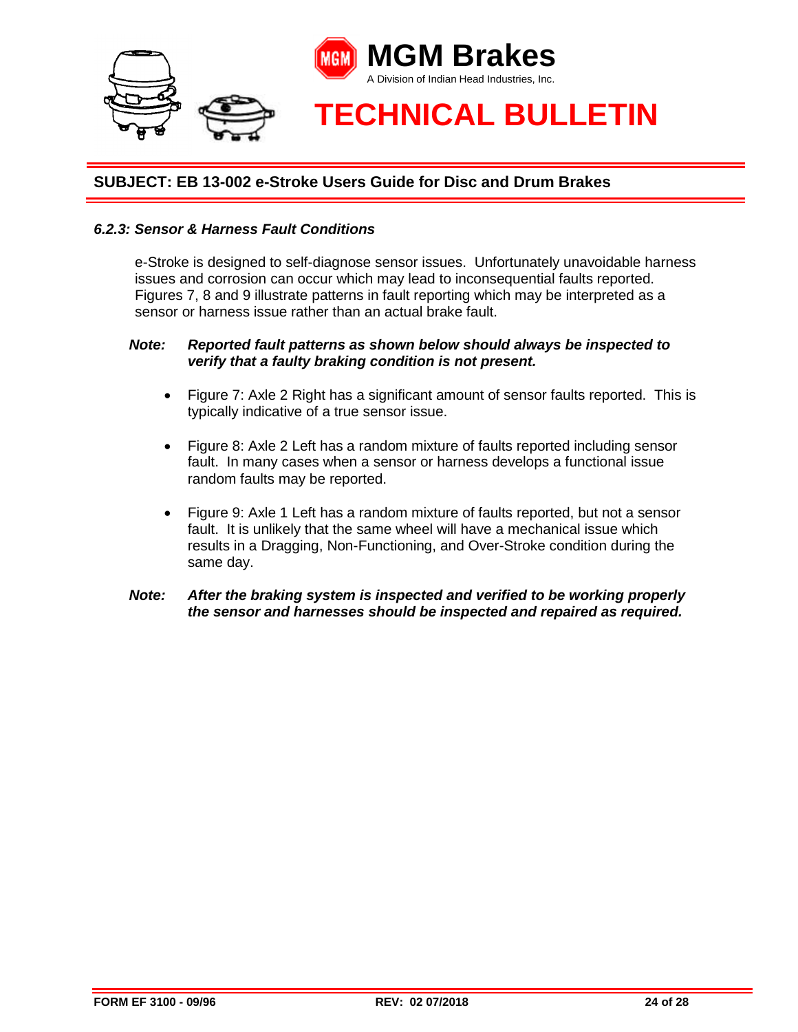### *6.2.3: Sensor & Harness Fault Conditions*

e-Stroke is designed to self-diagnose sensor issues. Unfortunately unavoidable harness issues and corrosion can occur which may lead to inconsequential faults reported. Figures 7, 8 and 9 illustrate patterns in fault reporting which may be interpreted as a sensor or harness issue rather than an actual brake fault.

***Note:*** ***Reported fault patterns as shown below should always be inspected to verify that a faulty braking condition is not present.***

- Figure 7: Axle 2 Right has a significant amount of sensor faults reported. This is typically indicative of a true sensor issue.
- Figure 8: Axle 2 Left has a random mixture of faults reported including sensor fault. In many cases when a sensor or harness develops a functional issue random faults may be reported.
- Figure 9: Axle 1 Left has a random mixture of faults reported, but not a sensor fault. It is unlikely that the same wheel will have a mechanical issue which results in a Dragging, Non-Functioning, and Over-Stroke condition during the same day.

***Note:*** ***After the braking system is inspected and verified to be working properly the sensor and harnesses should be inspected and repaired as required.***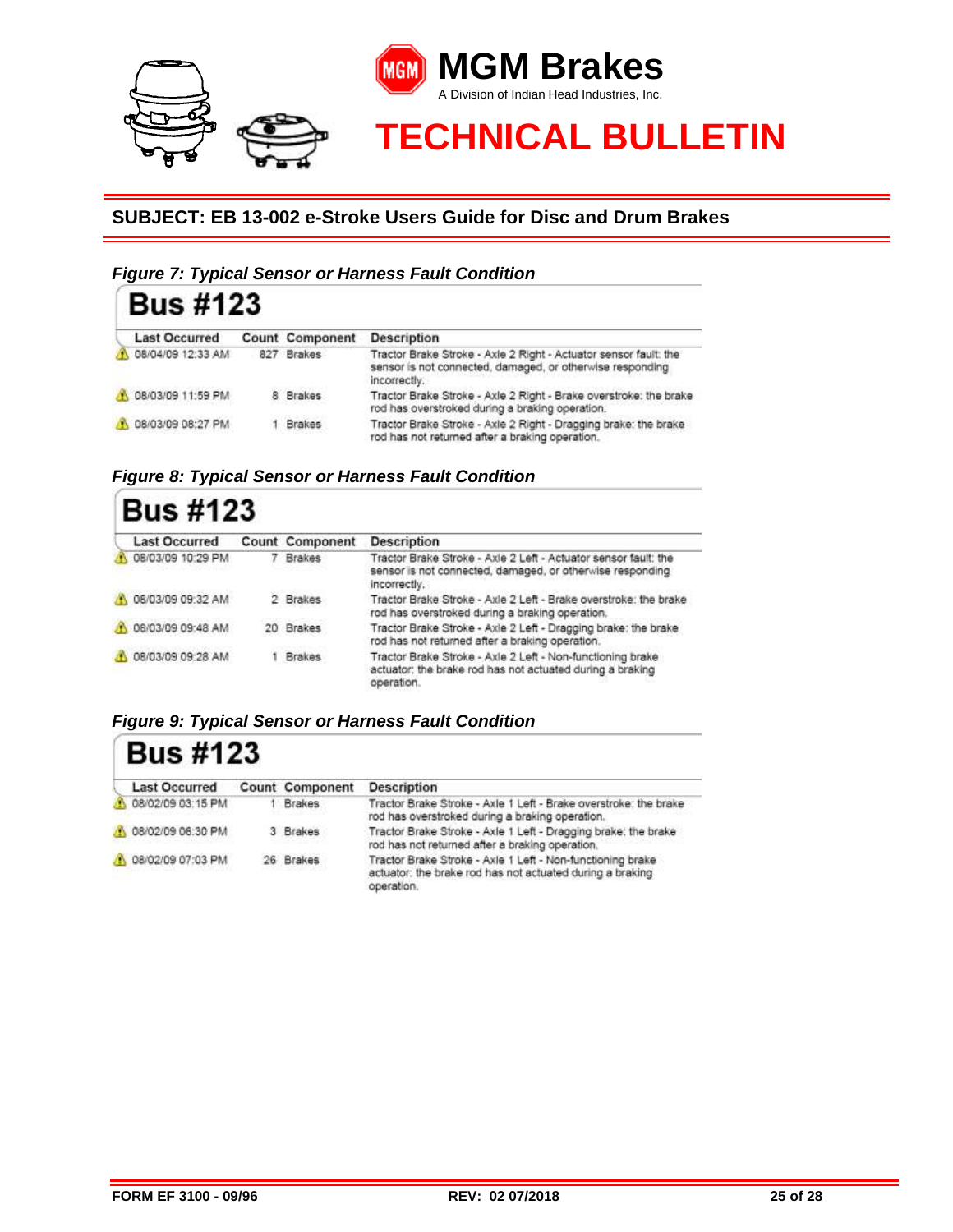**SUBJECT: EB 13-002 e-Stroke Users Guide for Disc and Drum Brakes**

***Figure 7: Typical Sensor or Harness Fault Condition***

## Bus #123

| Last Occurred | Count | Component | Description |
|---|---|---|---|
| 08/04/09 12:33 AM | 827 | Brakes | Tractor Brake Stroke - Axle 2 Right - Actuator sensor fault: the sensor is not connected, damaged, or otherwise responding incorrectly. |
| 08/03/09 11:59 PM | 8 | Brakes | Tractor Brake Stroke - Axle 2 Right - Brake overstroke: the brake rod has overstroked during a braking operation. |
| 08/03/09 08:27 PM | 1 | Brakes | Tractor Brake Stroke - Axle 2 Right - Dragging brake: the brake rod has not returned after a braking operation. |

***Figure 8: Typical Sensor or Harness Fault Condition***

## Bus #123

| Last Occurred | Count | Component | Description |
|---|---|---|---|
| 08/03/09 10:29 PM | 7 | Brakes | Tractor Brake Stroke - Axle 2 Left - Actuator sensor fault: the sensor is not connected, damaged, or otherwise responding incorrectly. |
| 08/03/09 09:32 AM | 2 | Brakes | Tractor Brake Stroke - Axle 2 Left - Brake overstroke: the brake rod has overstroked during a braking operation. |
| 08/03/09 09:48 AM | 20 | Brakes | Tractor Brake Stroke - Axle 2 Left - Dragging brake: the brake rod has not returned after a braking operation. |
| 08/03/09 09:28 AM | 1 | Brakes | Tractor Brake Stroke - Axle 2 Left - Non-functioning brake actuator: the brake rod has not actuated during a braking operation. |

***Figure 9: Typical Sensor or Harness Fault Condition***

## Bus #123

| Last Occurred | Count | Component | Description |
|---|---|---|---|
| 08/02/09 03:15 PM | 1 | Brakes | Tractor Brake Stroke - Axle 1 Left - Brake overstroke: the brake rod has overstroked during a braking operation. |
| 08/02/09 06:30 PM | 3 | Brakes | Tractor Brake Stroke - Axle 1 Left - Dragging brake: the brake rod has not returned after a braking operation. |
| 08/02/09 07:03 PM | 26 | Brakes | Tractor Brake Stroke - Axle 1 Left - Non-functioning brake actuator: the brake rod has not actuated during a braking operation. |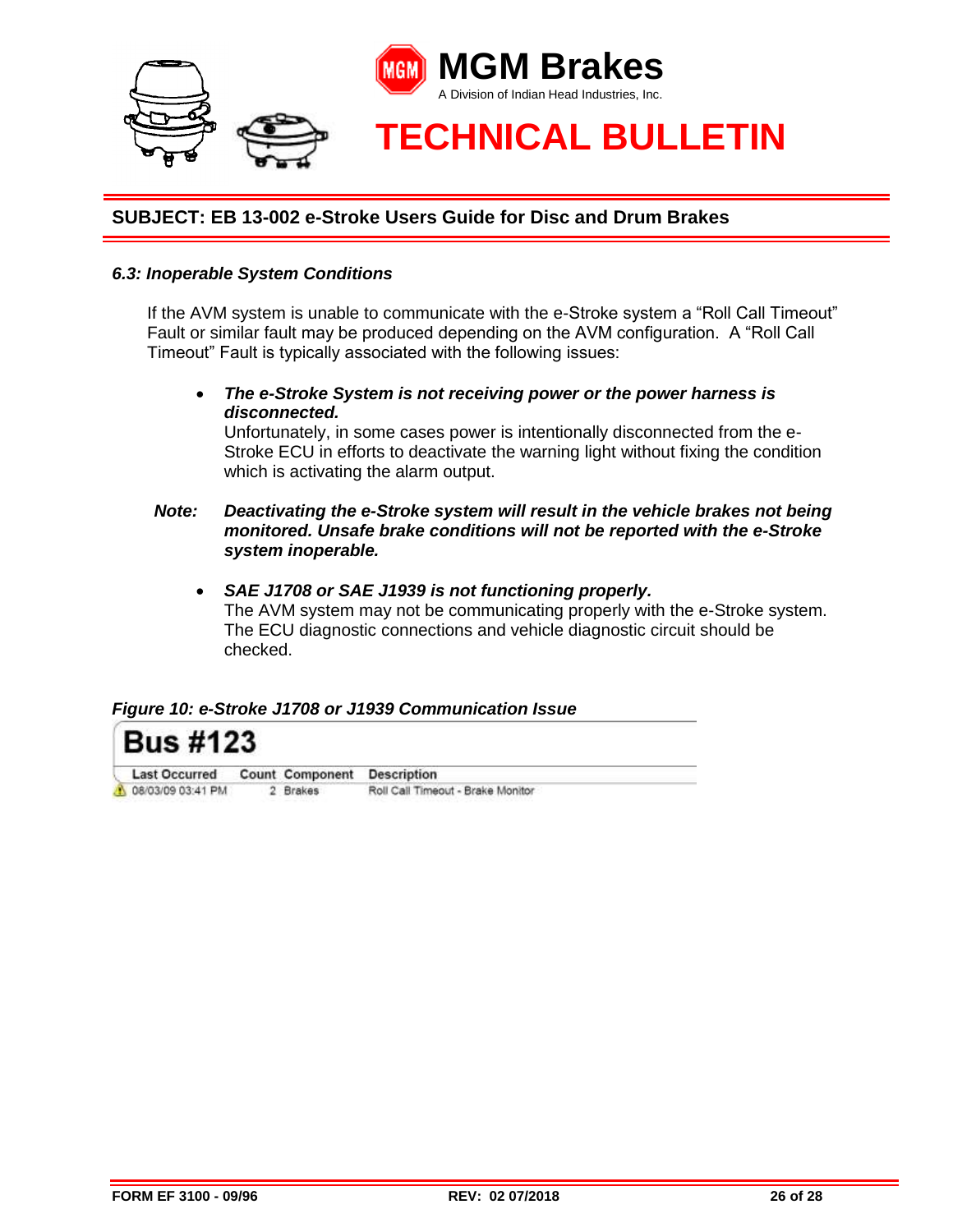**SUBJECT: EB 13-002 e-Stroke Users Guide for Disc and Drum Brakes**

### *6.3: Inoperable System Conditions*

If the AVM system is unable to communicate with the e-Stroke system a "Roll Call Timeout" Fault or similar fault may be produced depending on the AVM configuration. A "Roll Call Timeout" Fault is typically associated with the following issues:

- ***The e-Stroke System is not receiving power or the power harness is disconnected.***
  Unfortunately, in some cases power is intentionally disconnected from the e-Stroke ECU in efforts to deactivate the warning light without fixing the condition which is activating the alarm output.

***Note:*** ***Deactivating the e-Stroke system will result in the vehicle brakes not being monitored. Unsafe brake conditions will not be reported with the e-Stroke system inoperable.***

- ***SAE J1708 or SAE J1939 is not functioning properly.***
  The AVM system may not be communicating properly with the e-Stroke system. The ECU diagnostic connections and vehicle diagnostic circuit should be checked.

***Figure 10: e-Stroke J1708 or J1939 Communication Issue***

**Bus #123**

| Last Occurred | Count | Component | Description |
|---|---|---|---|
| 08/03/09 03:41 PM | 2 | Brakes | Roll Call Timeout - Brake Monitor |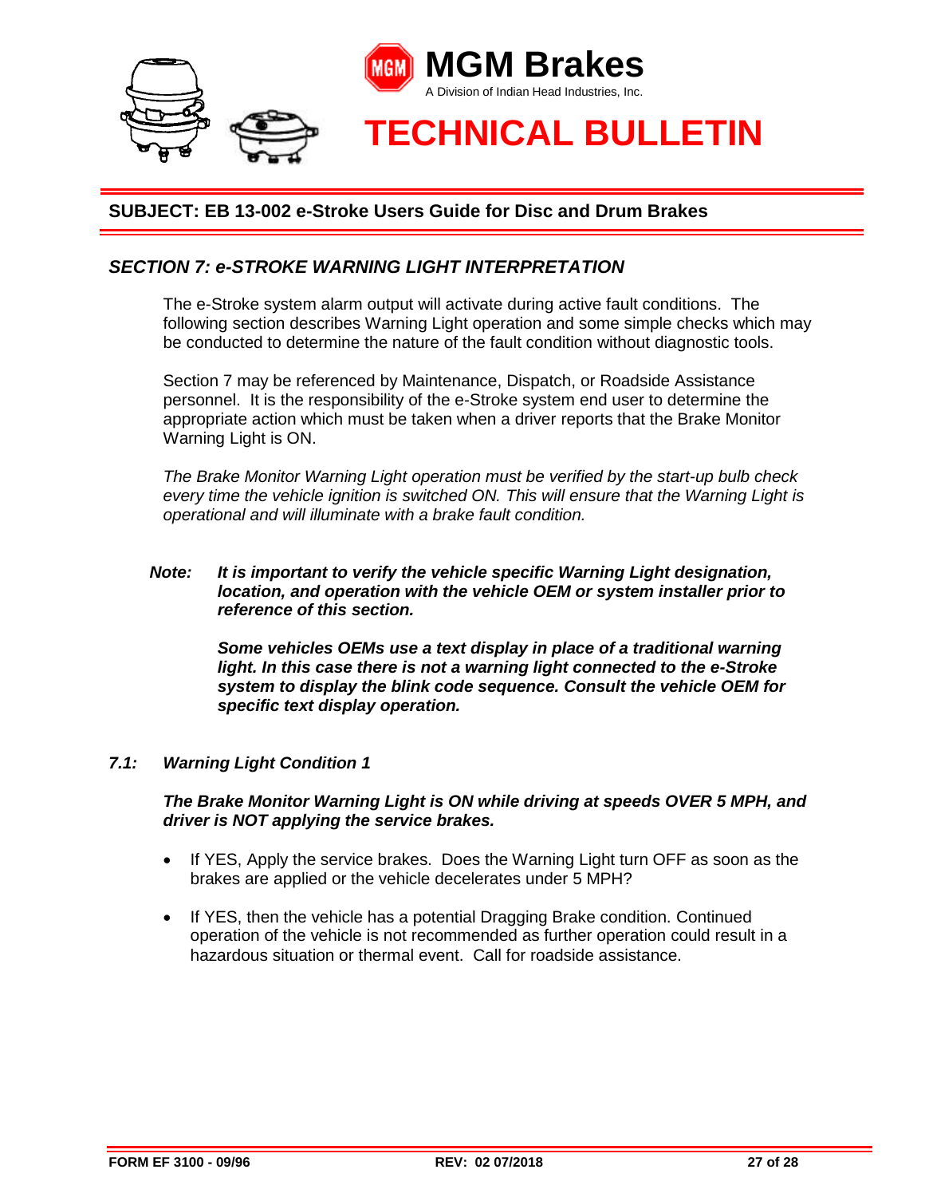**MGM Brakes**
A Division of Indian Head Industries, Inc.

# TECHNICAL BULLETIN

## SUBJECT: EB 13-002 e-Stroke Users Guide for Disc and Drum Brakes

## *SECTION 7: e-STROKE WARNING LIGHT INTERPRETATION*

The e-Stroke system alarm output will activate during active fault conditions. The following section describes Warning Light operation and some simple checks which may be conducted to determine the nature of the fault condition without diagnostic tools.

Section 7 may be referenced by Maintenance, Dispatch, or Roadside Assistance personnel. It is the responsibility of the e-Stroke system end user to determine the appropriate action which must be taken when a driver reports that the Brake Monitor Warning Light is ON.

*The Brake Monitor Warning Light operation must be verified by the start-up bulb check every time the vehicle ignition is switched ON. This will ensure that the Warning Light is operational and will illuminate with a brake fault condition.*

***Note:*** ***It is important to verify the vehicle specific Warning Light designation, location, and operation with the vehicle OEM or system installer prior to reference of this section.***

***Some vehicles OEMs use a text display in place of a traditional warning light. In this case there is not a warning light connected to the e-Stroke system to display the blink code sequence. Consult the vehicle OEM for specific text display operation.***

### *7.1: Warning Light Condition 1*

***The Brake Monitor Warning Light is ON while driving at speeds OVER 5 MPH, and driver is NOT applying the service brakes.***

- If YES, Apply the service brakes. Does the Warning Light turn OFF as soon as the brakes are applied or the vehicle decelerates under 5 MPH?
- If YES, then the vehicle has a potential Dragging Brake condition. Continued operation of the vehicle is not recommended as further operation could result in a hazardous situation or thermal event. Call for roadside assistance.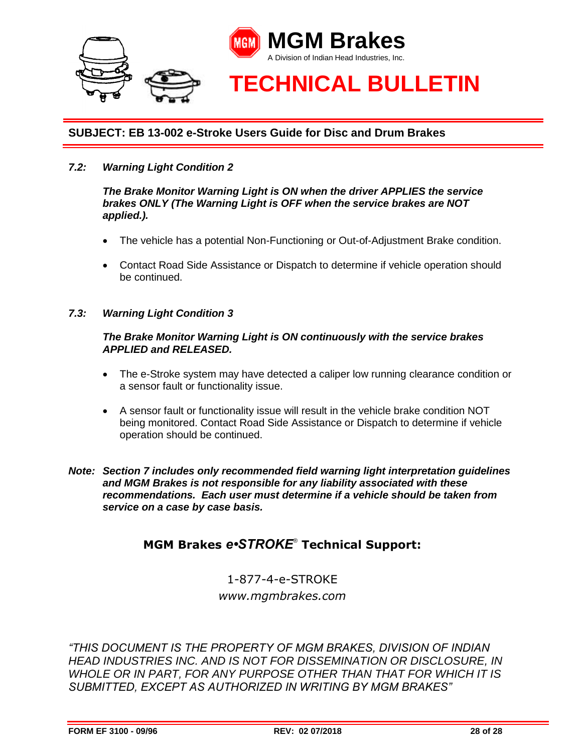*7.2: Warning Light Condition 2*

***The Brake Monitor Warning Light is ON when the driver APPLIES the service brakes ONLY (The Warning Light is OFF when the service brakes are NOT applied.).***

- The vehicle has a potential Non-Functioning or Out-of-Adjustment Brake condition.
- Contact Road Side Assistance or Dispatch to determine if vehicle operation should be continued.

*7.3: Warning Light Condition 3*

***The Brake Monitor Warning Light is ON continuously with the service brakes APPLIED and RELEASED.***

- The e-Stroke system may have detected a caliper low running clearance condition or a sensor fault or functionality issue.
- A sensor fault or functionality issue will result in the vehicle brake condition NOT being monitored. Contact Road Side Assistance or Dispatch to determine if vehicle operation should be continued.

***Note: Section 7 includes only recommended field warning light interpretation guidelines and MGM Brakes is not responsible for any liability associated with these recommendations. Each user must determine if a vehicle should be taken from service on a case by case basis.***

**MGM Brakes *e•STROKE*® Technical Support:**

1-877-4-e-STROKE

*www.mgmbrakes.com*

*"THIS DOCUMENT IS THE PROPERTY OF MGM BRAKES, DIVISION OF INDIAN HEAD INDUSTRIES INC. AND IS NOT FOR DISSEMINATION OR DISCLOSURE, IN WHOLE OR IN PART, FOR ANY PURPOSE OTHER THAN THAT FOR WHICH IT IS SUBMITTED, EXCEPT AS AUTHORIZED IN WRITING BY MGM BRAKES"*